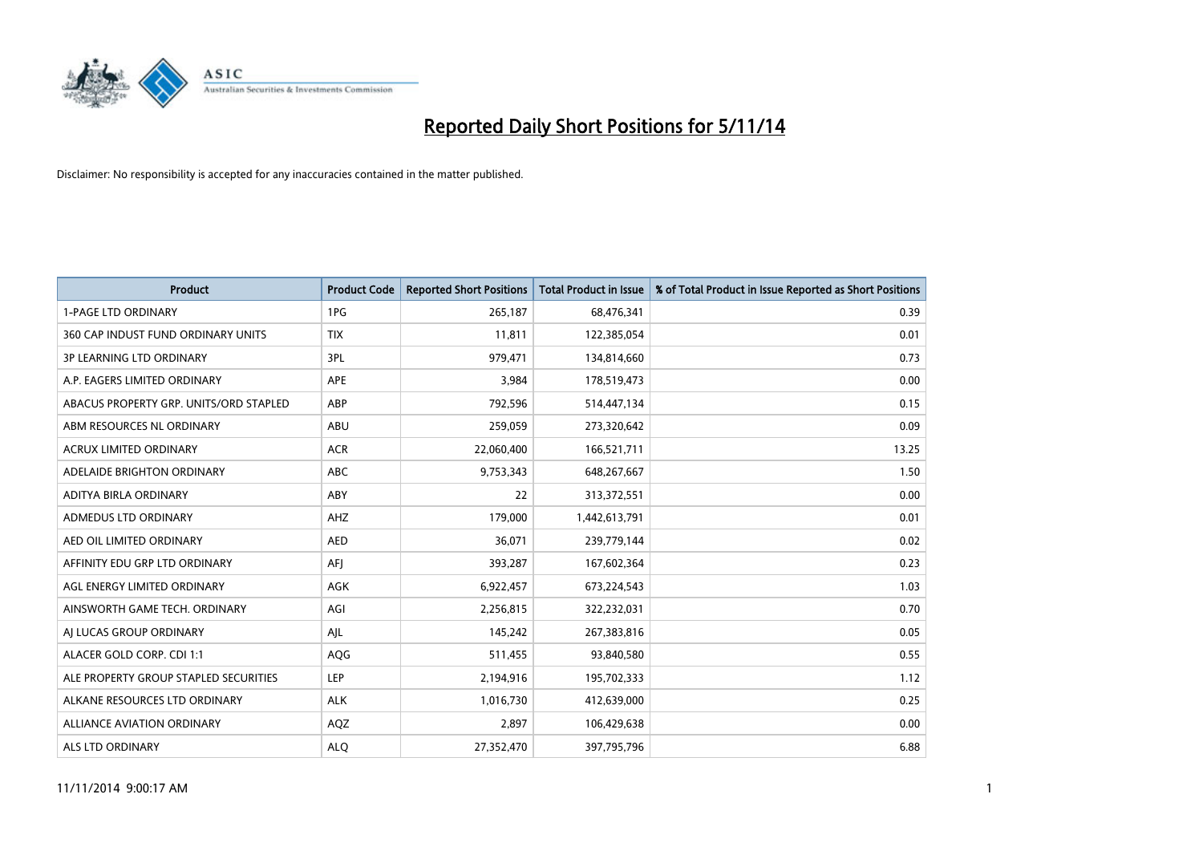# Reported Daily Short Positions for 5/11/14

Disclaimer: No responsibility is accepted for any inaccuracies contained in the matter published.

| Product | Product Code | Reported Short Positions | Total Product in Issue | % of Total Product in Issue Reported as Short Positions |
|---|---|---|---|---|
| 1-PAGE LTD ORDINARY | 1PG | 265,187 | 68,476,341 | 0.39 |
| 360 CAP INDUST FUND ORDINARY UNITS | TIX | 11,811 | 122,385,054 | 0.01 |
| 3P LEARNING LTD ORDINARY | 3PL | 979,471 | 134,814,660 | 0.73 |
| A.P. EAGERS LIMITED ORDINARY | APE | 3,984 | 178,519,473 | 0.00 |
| ABACUS PROPERTY GRP. UNITS/ORD STAPLED | ABP | 792,596 | 514,447,134 | 0.15 |
| ABM RESOURCES NL ORDINARY | ABU | 259,059 | 273,320,642 | 0.09 |
| ACRUX LIMITED ORDINARY | ACR | 22,060,400 | 166,521,711 | 13.25 |
| ADELAIDE BRIGHTON ORDINARY | ABC | 9,753,343 | 648,267,667 | 1.50 |
| ADITYA BIRLA ORDINARY | ABY | 22 | 313,372,551 | 0.00 |
| ADMEDUS LTD ORDINARY | AHZ | 179,000 | 1,442,613,791 | 0.01 |
| AED OIL LIMITED ORDINARY | AED | 36,071 | 239,779,144 | 0.02 |
| AFFINITY EDU GRP LTD ORDINARY | AFJ | 393,287 | 167,602,364 | 0.23 |
| AGL ENERGY LIMITED ORDINARY | AGK | 6,922,457 | 673,224,543 | 1.03 |
| AINSWORTH GAME TECH. ORDINARY | AGI | 2,256,815 | 322,232,031 | 0.70 |
| AJ LUCAS GROUP ORDINARY | AJL | 145,242 | 267,383,816 | 0.05 |
| ALACER GOLD CORP. CDI 1:1 | AQG | 511,455 | 93,840,580 | 0.55 |
| ALE PROPERTY GROUP STAPLED SECURITIES | LEP | 2,194,916 | 195,702,333 | 1.12 |
| ALKANE RESOURCES LTD ORDINARY | ALK | 1,016,730 | 412,639,000 | 0.25 |
| ALLIANCE AVIATION ORDINARY | AQZ | 2,897 | 106,429,638 | 0.00 |
| ALS LTD ORDINARY | ALQ | 27,352,470 | 397,795,796 | 6.88 |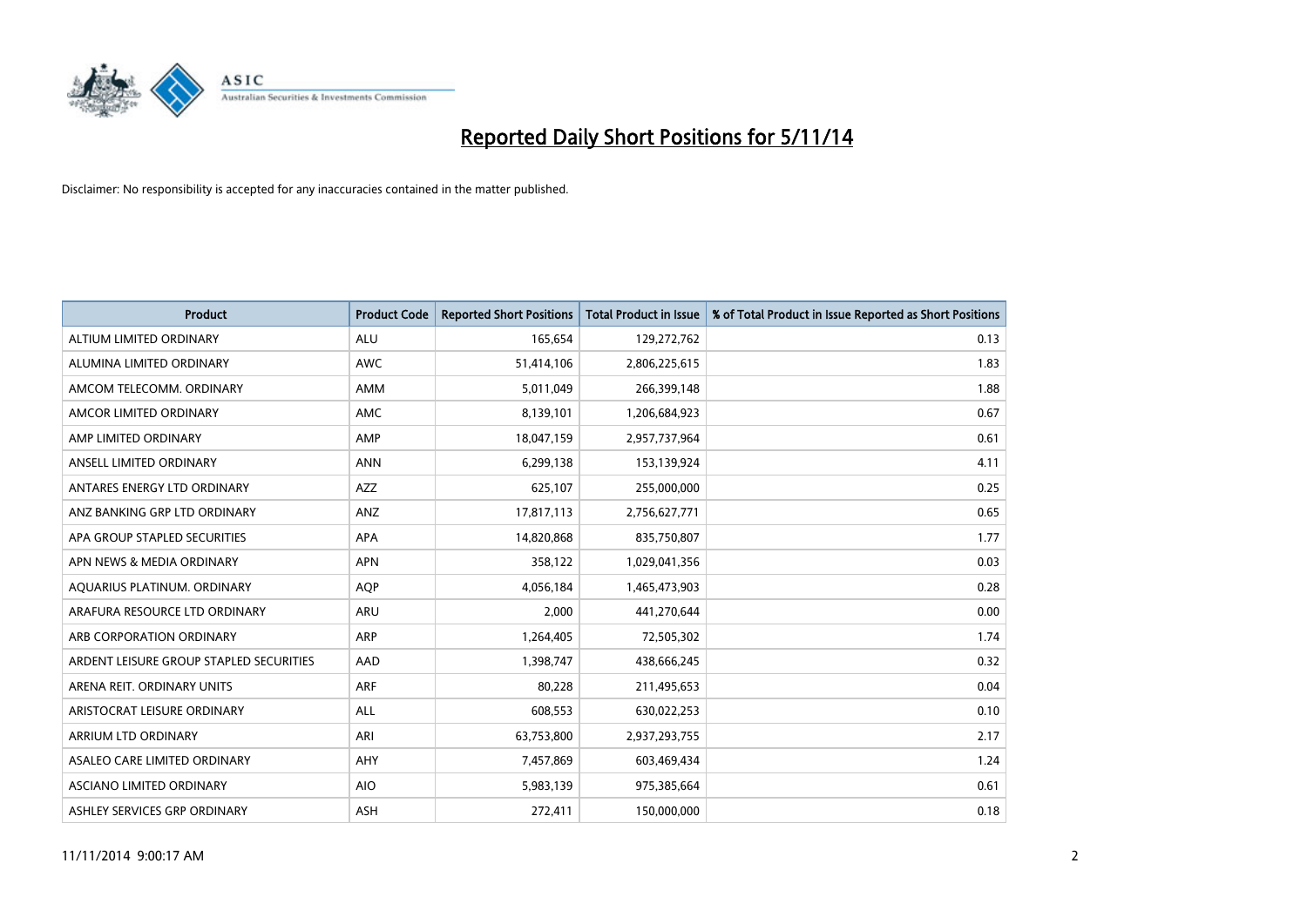# Reported Daily Short Positions for 5/11/14

Disclaimer: No responsibility is accepted for any inaccuracies contained in the matter published.

| Product | Product Code | Reported Short Positions | Total Product in Issue | % of Total Product in Issue Reported as Short Positions |
|---|---|---|---|---|
| ALTIUM LIMITED ORDINARY | ALU | 165,654 | 129,272,762 | 0.13 |
| ALUMINA LIMITED ORDINARY | AWC | 51,414,106 | 2,806,225,615 | 1.83 |
| AMCOM TELECOMM. ORDINARY | AMM | 5,011,049 | 266,399,148 | 1.88 |
| AMCOR LIMITED ORDINARY | AMC | 8,139,101 | 1,206,684,923 | 0.67 |
| AMP LIMITED ORDINARY | AMP | 18,047,159 | 2,957,737,964 | 0.61 |
| ANSELL LIMITED ORDINARY | ANN | 6,299,138 | 153,139,924 | 4.11 |
| ANTARES ENERGY LTD ORDINARY | AZZ | 625,107 | 255,000,000 | 0.25 |
| ANZ BANKING GRP LTD ORDINARY | ANZ | 17,817,113 | 2,756,627,771 | 0.65 |
| APA GROUP STAPLED SECURITIES | APA | 14,820,868 | 835,750,807 | 1.77 |
| APN NEWS & MEDIA ORDINARY | APN | 358,122 | 1,029,041,356 | 0.03 |
| AQUARIUS PLATINUM. ORDINARY | AQP | 4,056,184 | 1,465,473,903 | 0.28 |
| ARAFURA RESOURCE LTD ORDINARY | ARU | 2,000 | 441,270,644 | 0.00 |
| ARB CORPORATION ORDINARY | ARP | 1,264,405 | 72,505,302 | 1.74 |
| ARDENT LEISURE GROUP STAPLED SECURITIES | AAD | 1,398,747 | 438,666,245 | 0.32 |
| ARENA REIT. ORDINARY UNITS | ARF | 80,228 | 211,495,653 | 0.04 |
| ARISTOCRAT LEISURE ORDINARY | ALL | 608,553 | 630,022,253 | 0.10 |
| ARRIUM LTD ORDINARY | ARI | 63,753,800 | 2,937,293,755 | 2.17 |
| ASALEO CARE LIMITED ORDINARY | AHY | 7,457,869 | 603,469,434 | 1.24 |
| ASCIANO LIMITED ORDINARY | AIO | 5,983,139 | 975,385,664 | 0.61 |
| ASHLEY SERVICES GRP ORDINARY | ASH | 272,411 | 150,000,000 | 0.18 |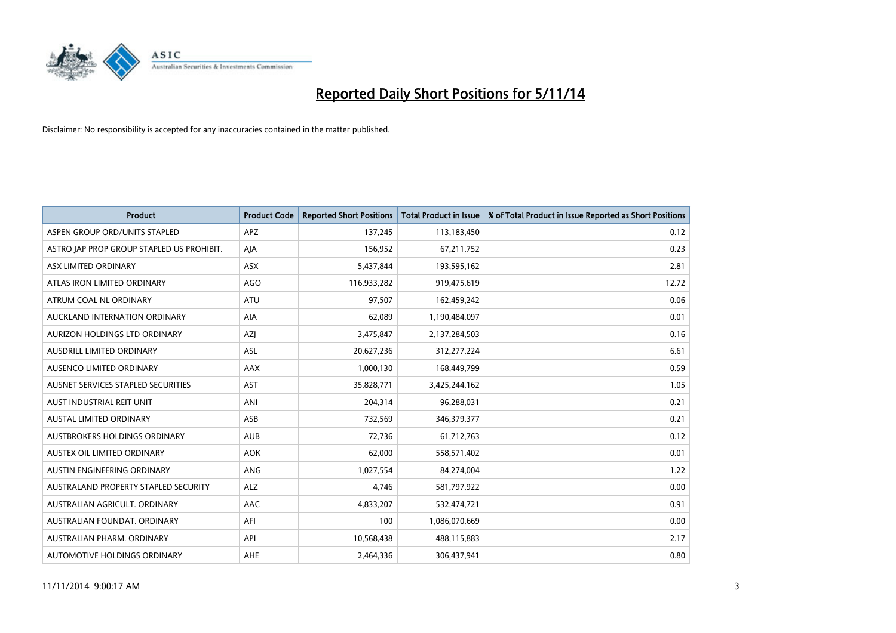# Reported Daily Short Positions for 5/11/14

Disclaimer: No responsibility is accepted for any inaccuracies contained in the matter published.

| Product | Product Code | Reported Short Positions | Total Product in Issue | % of Total Product in Issue Reported as Short Positions |
|---|---|---|---|---|
| ASPEN GROUP ORD/UNITS STAPLED | APZ | 137,245 | 113,183,450 | 0.12 |
| ASTRO JAP PROP GROUP STAPLED US PROHIBIT. | AJA | 156,952 | 67,211,752 | 0.23 |
| ASX LIMITED ORDINARY | ASX | 5,437,844 | 193,595,162 | 2.81 |
| ATLAS IRON LIMITED ORDINARY | AGO | 116,933,282 | 919,475,619 | 12.72 |
| ATRUM COAL NL ORDINARY | ATU | 97,507 | 162,459,242 | 0.06 |
| AUCKLAND INTERNATION ORDINARY | AIA | 62,089 | 1,190,484,097 | 0.01 |
| AURIZON HOLDINGS LTD ORDINARY | AZJ | 3,475,847 | 2,137,284,503 | 0.16 |
| AUSDRILL LIMITED ORDINARY | ASL | 20,627,236 | 312,277,224 | 6.61 |
| AUSENCO LIMITED ORDINARY | AAX | 1,000,130 | 168,449,799 | 0.59 |
| AUSNET SERVICES STAPLED SECURITIES | AST | 35,828,771 | 3,425,244,162 | 1.05 |
| AUST INDUSTRIAL REIT UNIT | ANI | 204,314 | 96,288,031 | 0.21 |
| AUSTAL LIMITED ORDINARY | ASB | 732,569 | 346,379,377 | 0.21 |
| AUSTBROKERS HOLDINGS ORDINARY | AUB | 72,736 | 61,712,763 | 0.12 |
| AUSTEX OIL LIMITED ORDINARY | AOK | 62,000 | 558,571,402 | 0.01 |
| AUSTIN ENGINEERING ORDINARY | ANG | 1,027,554 | 84,274,004 | 1.22 |
| AUSTRALAND PROPERTY STAPLED SECURITY | ALZ | 4,746 | 581,797,922 | 0.00 |
| AUSTRALIAN AGRICULT. ORDINARY | AAC | 4,833,207 | 532,474,721 | 0.91 |
| AUSTRALIAN FOUNDAT. ORDINARY | AFI | 100 | 1,086,070,669 | 0.00 |
| AUSTRALIAN PHARM. ORDINARY | API | 10,568,438 | 488,115,883 | 2.17 |
| AUTOMOTIVE HOLDINGS ORDINARY | AHE | 2,464,336 | 306,437,941 | 0.80 |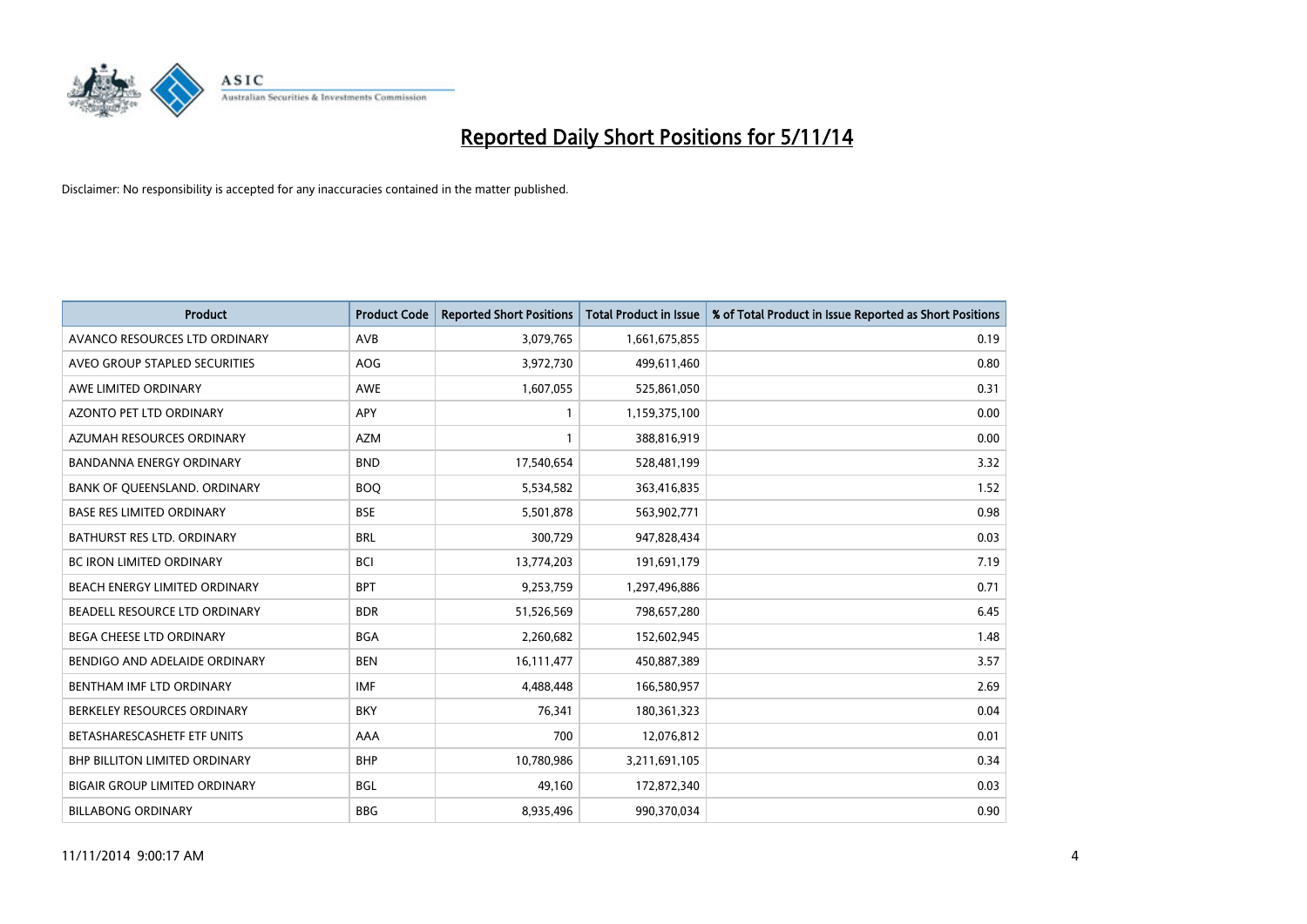# Reported Daily Short Positions for 5/11/14

Disclaimer: No responsibility is accepted for any inaccuracies contained in the matter published.

| Product | Product Code | Reported Short Positions | Total Product in Issue | % of Total Product in Issue Reported as Short Positions |
|---|---|---|---|---|
| AVANCO RESOURCES LTD ORDINARY | AVB | 3,079,765 | 1,661,675,855 | 0.19 |
| AVEO GROUP STAPLED SECURITIES | AOG | 3,972,730 | 499,611,460 | 0.80 |
| AWE LIMITED ORDINARY | AWE | 1,607,055 | 525,861,050 | 0.31 |
| AZONTO PET LTD ORDINARY | APY | 1 | 1,159,375,100 | 0.00 |
| AZUMAH RESOURCES ORDINARY | AZM | 1 | 388,816,919 | 0.00 |
| BANDANNA ENERGY ORDINARY | BND | 17,540,654 | 528,481,199 | 3.32 |
| BANK OF QUEENSLAND. ORDINARY | BOQ | 5,534,582 | 363,416,835 | 1.52 |
| BASE RES LIMITED ORDINARY | BSE | 5,501,878 | 563,902,771 | 0.98 |
| BATHURST RES LTD. ORDINARY | BRL | 300,729 | 947,828,434 | 0.03 |
| BC IRON LIMITED ORDINARY | BCI | 13,774,203 | 191,691,179 | 7.19 |
| BEACH ENERGY LIMITED ORDINARY | BPT | 9,253,759 | 1,297,496,886 | 0.71 |
| BEADELL RESOURCE LTD ORDINARY | BDR | 51,526,569 | 798,657,280 | 6.45 |
| BEGA CHEESE LTD ORDINARY | BGA | 2,260,682 | 152,602,945 | 1.48 |
| BENDIGO AND ADELAIDE ORDINARY | BEN | 16,111,477 | 450,887,389 | 3.57 |
| BENTHAM IMF LTD ORDINARY | IMF | 4,488,448 | 166,580,957 | 2.69 |
| BERKELEY RESOURCES ORDINARY | BKY | 76,341 | 180,361,323 | 0.04 |
| BETASHARESCASHETF ETF UNITS | AAA | 700 | 12,076,812 | 0.01 |
| BHP BILLITON LIMITED ORDINARY | BHP | 10,780,986 | 3,211,691,105 | 0.34 |
| BIGAIR GROUP LIMITED ORDINARY | BGL | 49,160 | 172,872,340 | 0.03 |
| BILLABONG ORDINARY | BBG | 8,935,496 | 990,370,034 | 0.90 |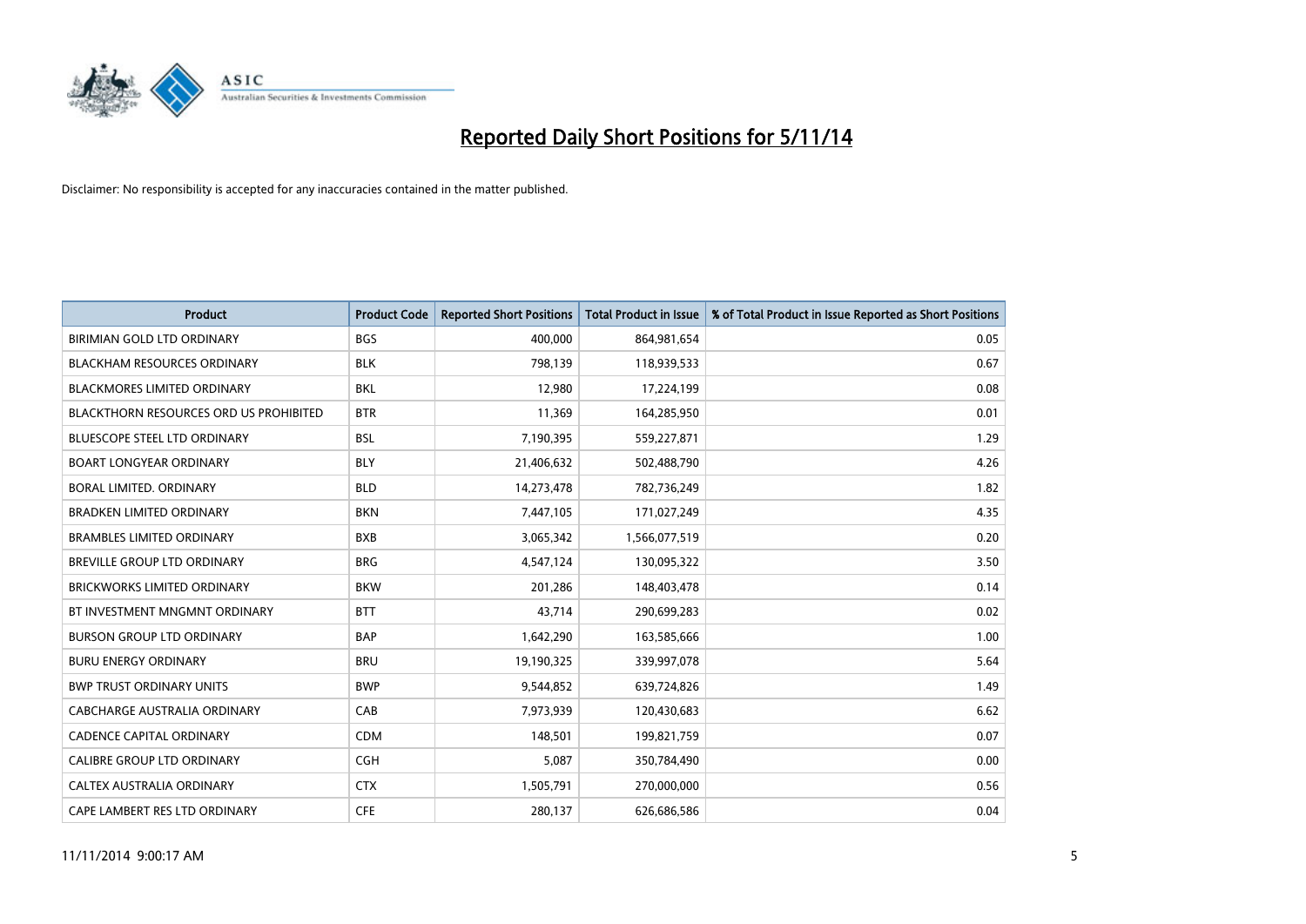# Reported Daily Short Positions for 5/11/14

Disclaimer: No responsibility is accepted for any inaccuracies contained in the matter published.

| Product | Product Code | Reported Short Positions | Total Product in Issue | % of Total Product in Issue Reported as Short Positions |
|---|---|---|---|---|
| BIRIMIAN GOLD LTD ORDINARY | BGS | 400,000 | 864,981,654 | 0.05 |
| BLACKHAM RESOURCES ORDINARY | BLK | 798,139 | 118,939,533 | 0.67 |
| BLACKMORES LIMITED ORDINARY | BKL | 12,980 | 17,224,199 | 0.08 |
| BLACKTHORN RESOURCES ORD US PROHIBITED | BTR | 11,369 | 164,285,950 | 0.01 |
| BLUESCOPE STEEL LTD ORDINARY | BSL | 7,190,395 | 559,227,871 | 1.29 |
| BOART LONGYEAR ORDINARY | BLY | 21,406,632 | 502,488,790 | 4.26 |
| BORAL LIMITED. ORDINARY | BLD | 14,273,478 | 782,736,249 | 1.82 |
| BRADKEN LIMITED ORDINARY | BKN | 7,447,105 | 171,027,249 | 4.35 |
| BRAMBLES LIMITED ORDINARY | BXB | 3,065,342 | 1,566,077,519 | 0.20 |
| BREVILLE GROUP LTD ORDINARY | BRG | 4,547,124 | 130,095,322 | 3.50 |
| BRICKWORKS LIMITED ORDINARY | BKW | 201,286 | 148,403,478 | 0.14 |
| BT INVESTMENT MNGMNT ORDINARY | BTT | 43,714 | 290,699,283 | 0.02 |
| BURSON GROUP LTD ORDINARY | BAP | 1,642,290 | 163,585,666 | 1.00 |
| BURU ENERGY ORDINARY | BRU | 19,190,325 | 339,997,078 | 5.64 |
| BWP TRUST ORDINARY UNITS | BWP | 9,544,852 | 639,724,826 | 1.49 |
| CABCHARGE AUSTRALIA ORDINARY | CAB | 7,973,939 | 120,430,683 | 6.62 |
| CADENCE CAPITAL ORDINARY | CDM | 148,501 | 199,821,759 | 0.07 |
| CALIBRE GROUP LTD ORDINARY | CGH | 5,087 | 350,784,490 | 0.00 |
| CALTEX AUSTRALIA ORDINARY | CTX | 1,505,791 | 270,000,000 | 0.56 |
| CAPE LAMBERT RES LTD ORDINARY | CFE | 280,137 | 626,686,586 | 0.04 |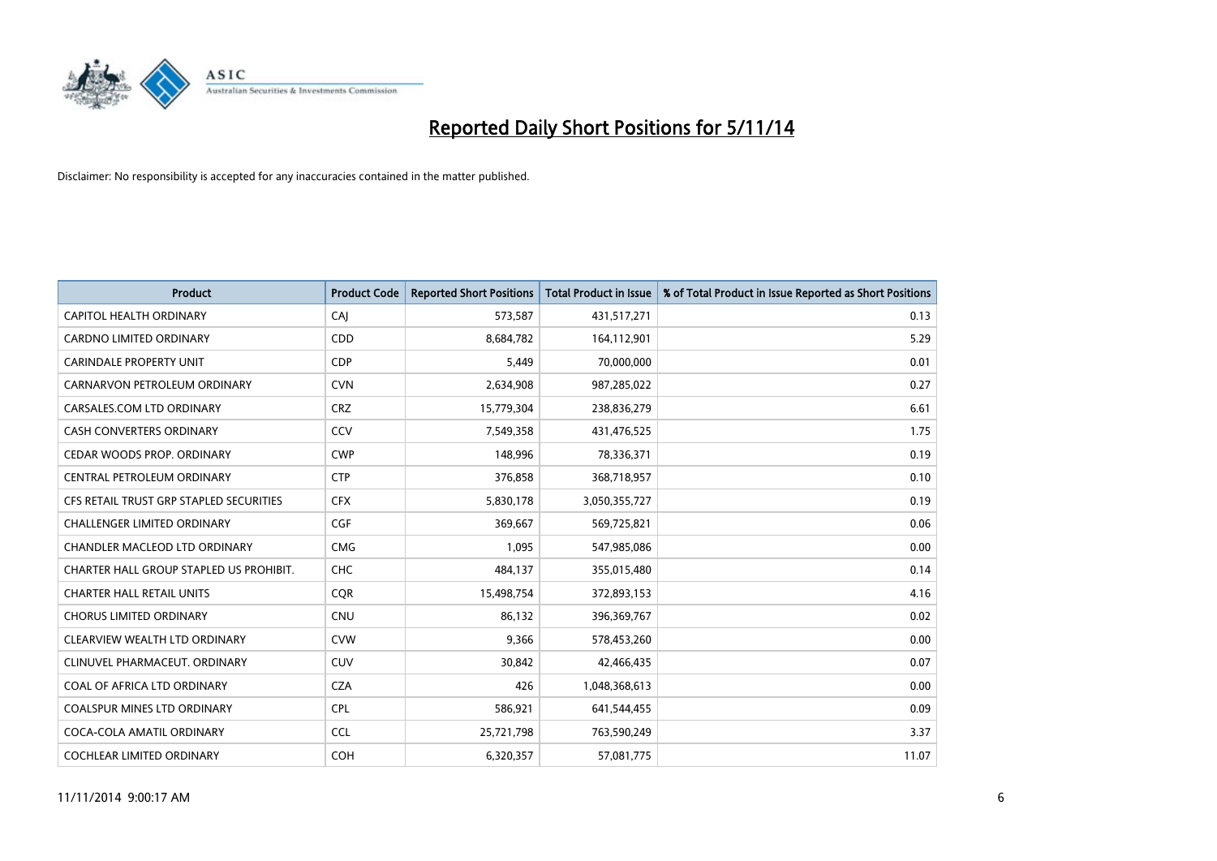# Reported Daily Short Positions for 5/11/14

Disclaimer: No responsibility is accepted for any inaccuracies contained in the matter published.

| Product | Product Code | Reported Short Positions | Total Product in Issue | % of Total Product in Issue Reported as Short Positions |
|---|---|---|---|---|
| CAPITOL HEALTH ORDINARY | CAJ | 573,587 | 431,517,271 | 0.13 |
| CARDNO LIMITED ORDINARY | CDD | 8,684,782 | 164,112,901 | 5.29 |
| CARINDALE PROPERTY UNIT | CDP | 5,449 | 70,000,000 | 0.01 |
| CARNARVON PETROLEUM ORDINARY | CVN | 2,634,908 | 987,285,022 | 0.27 |
| CARSALES.COM LTD ORDINARY | CRZ | 15,779,304 | 238,836,279 | 6.61 |
| CASH CONVERTERS ORDINARY | CCV | 7,549,358 | 431,476,525 | 1.75 |
| CEDAR WOODS PROP. ORDINARY | CWP | 148,996 | 78,336,371 | 0.19 |
| CENTRAL PETROLEUM ORDINARY | CTP | 376,858 | 368,718,957 | 0.10 |
| CFS RETAIL TRUST GRP STAPLED SECURITIES | CFX | 5,830,178 | 3,050,355,727 | 0.19 |
| CHALLENGER LIMITED ORDINARY | CGF | 369,667 | 569,725,821 | 0.06 |
| CHANDLER MACLEOD LTD ORDINARY | CMG | 1,095 | 547,985,086 | 0.00 |
| CHARTER HALL GROUP STAPLED US PROHIBIT. | CHC | 484,137 | 355,015,480 | 0.14 |
| CHARTER HALL RETAIL UNITS | CQR | 15,498,754 | 372,893,153 | 4.16 |
| CHORUS LIMITED ORDINARY | CNU | 86,132 | 396,369,767 | 0.02 |
| CLEARVIEW WEALTH LTD ORDINARY | CVW | 9,366 | 578,453,260 | 0.00 |
| CLINUVEL PHARMACEUT. ORDINARY | CUV | 30,842 | 42,466,435 | 0.07 |
| COAL OF AFRICA LTD ORDINARY | CZA | 426 | 1,048,368,613 | 0.00 |
| COALSPUR MINES LTD ORDINARY | CPL | 586,921 | 641,544,455 | 0.09 |
| COCA-COLA AMATIL ORDINARY | CCL | 25,721,798 | 763,590,249 | 3.37 |
| COCHLEAR LIMITED ORDINARY | COH | 6,320,357 | 57,081,775 | 11.07 |

11/11/2014 9:00:17 AM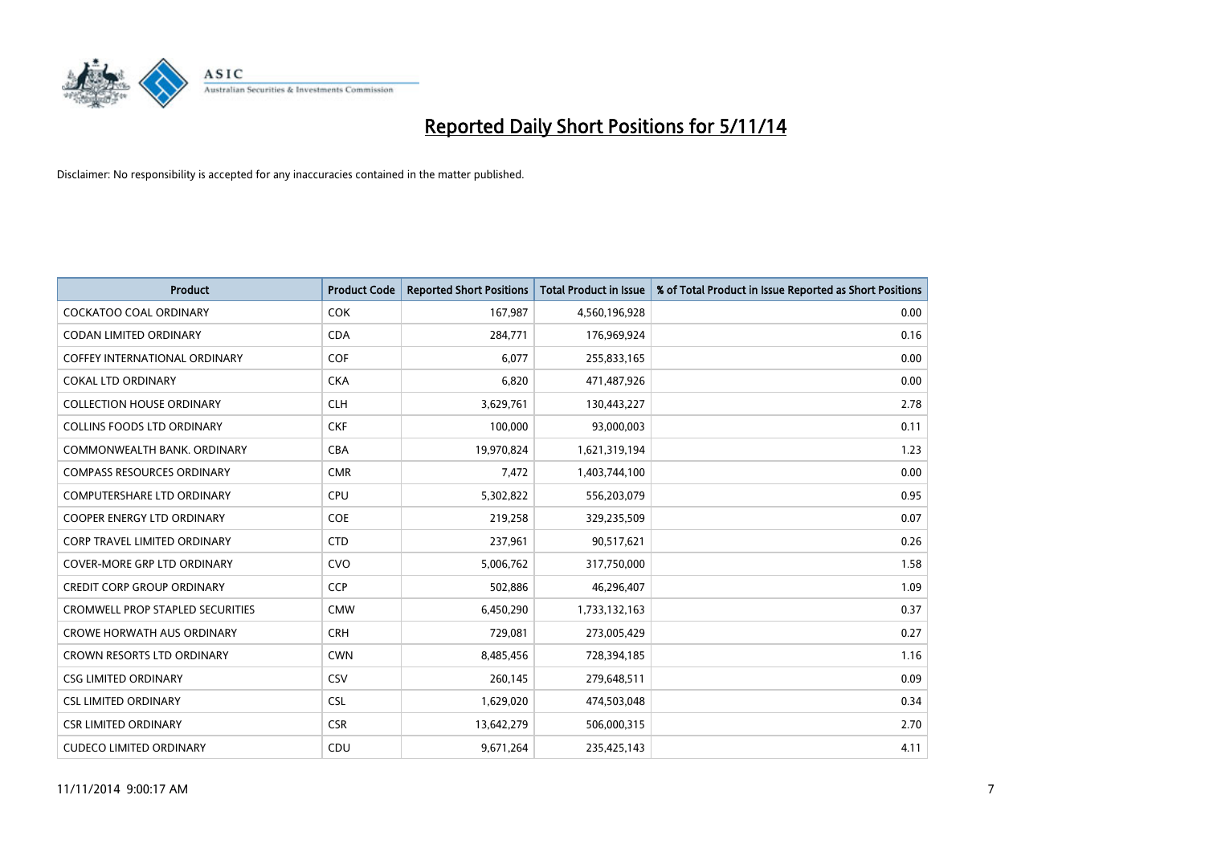# Reported Daily Short Positions for 5/11/14

Disclaimer: No responsibility is accepted for any inaccuracies contained in the matter published.

| Product | Product Code | Reported Short Positions | Total Product in Issue | % of Total Product in Issue Reported as Short Positions |
|---|---|---|---|---|
| COCKATOO COAL ORDINARY | COK | 167,987 | 4,560,196,928 | 0.00 |
| CODAN LIMITED ORDINARY | CDA | 284,771 | 176,969,924 | 0.16 |
| COFFEY INTERNATIONAL ORDINARY | COF | 6,077 | 255,833,165 | 0.00 |
| COKAL LTD ORDINARY | CKA | 6,820 | 471,487,926 | 0.00 |
| COLLECTION HOUSE ORDINARY | CLH | 3,629,761 | 130,443,227 | 2.78 |
| COLLINS FOODS LTD ORDINARY | CKF | 100,000 | 93,000,003 | 0.11 |
| COMMONWEALTH BANK. ORDINARY | CBA | 19,970,824 | 1,621,319,194 | 1.23 |
| COMPASS RESOURCES ORDINARY | CMR | 7,472 | 1,403,744,100 | 0.00 |
| COMPUTERSHARE LTD ORDINARY | CPU | 5,302,822 | 556,203,079 | 0.95 |
| COOPER ENERGY LTD ORDINARY | COE | 219,258 | 329,235,509 | 0.07 |
| CORP TRAVEL LIMITED ORDINARY | CTD | 237,961 | 90,517,621 | 0.26 |
| COVER-MORE GRP LTD ORDINARY | CVO | 5,006,762 | 317,750,000 | 1.58 |
| CREDIT CORP GROUP ORDINARY | CCP | 502,886 | 46,296,407 | 1.09 |
| CROMWELL PROP STAPLED SECURITIES | CMW | 6,450,290 | 1,733,132,163 | 0.37 |
| CROWE HORWATH AUS ORDINARY | CRH | 729,081 | 273,005,429 | 0.27 |
| CROWN RESORTS LTD ORDINARY | CWN | 8,485,456 | 728,394,185 | 1.16 |
| CSG LIMITED ORDINARY | CSV | 260,145 | 279,648,511 | 0.09 |
| CSL LIMITED ORDINARY | CSL | 1,629,020 | 474,503,048 | 0.34 |
| CSR LIMITED ORDINARY | CSR | 13,642,279 | 506,000,315 | 2.70 |
| CUDECO LIMITED ORDINARY | CDU | 9,671,264 | 235,425,143 | 4.11 |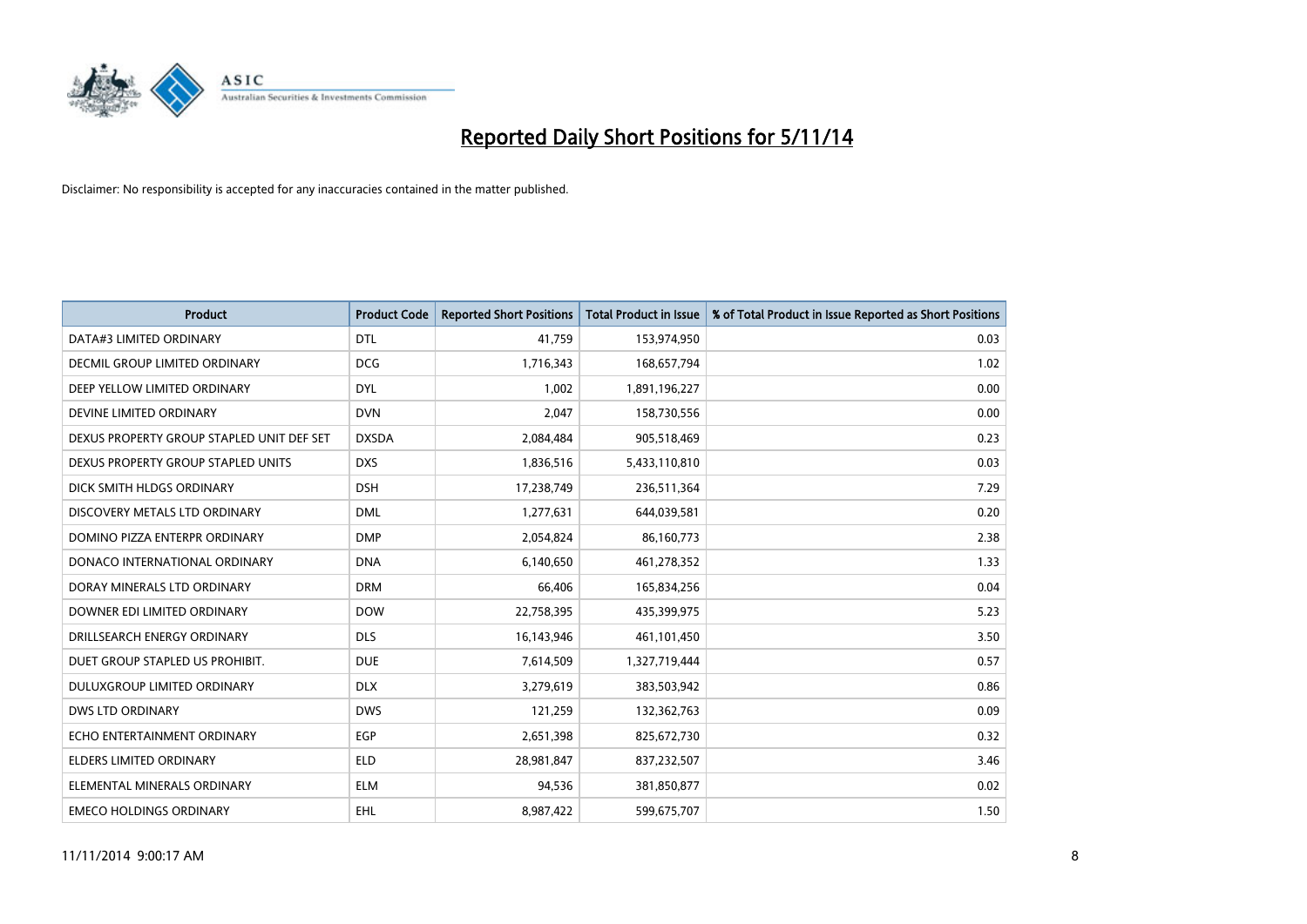# Reported Daily Short Positions for 5/11/14

Disclaimer: No responsibility is accepted for any inaccuracies contained in the matter published.

| Product | Product Code | Reported Short Positions | Total Product in Issue | % of Total Product in Issue Reported as Short Positions |
|---|---|---|---|---|
| DATA#3 LIMITED ORDINARY | DTL | 41,759 | 153,974,950 | 0.03 |
| DECMIL GROUP LIMITED ORDINARY | DCG | 1,716,343 | 168,657,794 | 1.02 |
| DEEP YELLOW LIMITED ORDINARY | DYL | 1,002 | 1,891,196,227 | 0.00 |
| DEVINE LIMITED ORDINARY | DVN | 2,047 | 158,730,556 | 0.00 |
| DEXUS PROPERTY GROUP STAPLED UNIT DEF SET | DXSDA | 2,084,484 | 905,518,469 | 0.23 |
| DEXUS PROPERTY GROUP STAPLED UNITS | DXS | 1,836,516 | 5,433,110,810 | 0.03 |
| DICK SMITH HLDGS ORDINARY | DSH | 17,238,749 | 236,511,364 | 7.29 |
| DISCOVERY METALS LTD ORDINARY | DML | 1,277,631 | 644,039,581 | 0.20 |
| DOMINO PIZZA ENTERPR ORDINARY | DMP | 2,054,824 | 86,160,773 | 2.38 |
| DONACO INTERNATIONAL ORDINARY | DNA | 6,140,650 | 461,278,352 | 1.33 |
| DORAY MINERALS LTD ORDINARY | DRM | 66,406 | 165,834,256 | 0.04 |
| DOWNER EDI LIMITED ORDINARY | DOW | 22,758,395 | 435,399,975 | 5.23 |
| DRILLSEARCH ENERGY ORDINARY | DLS | 16,143,946 | 461,101,450 | 3.50 |
| DUET GROUP STAPLED US PROHIBIT. | DUE | 7,614,509 | 1,327,719,444 | 0.57 |
| DULUXGROUP LIMITED ORDINARY | DLX | 3,279,619 | 383,503,942 | 0.86 |
| DWS LTD ORDINARY | DWS | 121,259 | 132,362,763 | 0.09 |
| ECHO ENTERTAINMENT ORDINARY | EGP | 2,651,398 | 825,672,730 | 0.32 |
| ELDERS LIMITED ORDINARY | ELD | 28,981,847 | 837,232,507 | 3.46 |
| ELEMENTAL MINERALS ORDINARY | ELM | 94,536 | 381,850,877 | 0.02 |
| EMECO HOLDINGS ORDINARY | EHL | 8,987,422 | 599,675,707 | 1.50 |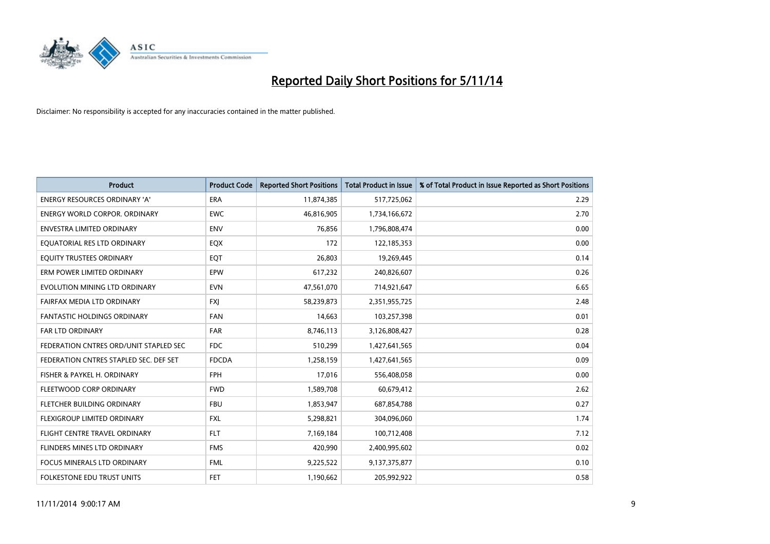# Reported Daily Short Positions for 5/11/14

Disclaimer: No responsibility is accepted for any inaccuracies contained in the matter published.

| Product | Product Code | Reported Short Positions | Total Product in Issue | % of Total Product in Issue Reported as Short Positions |
|---|---|---|---|---|
| ENERGY RESOURCES ORDINARY 'A' | ERA | 11,874,385 | 517,725,062 | 2.29 |
| ENERGY WORLD CORPOR. ORDINARY | EWC | 46,816,905 | 1,734,166,672 | 2.70 |
| ENVESTRA LIMITED ORDINARY | ENV | 76,856 | 1,796,808,474 | 0.00 |
| EQUATORIAL RES LTD ORDINARY | EQX | 172 | 122,185,353 | 0.00 |
| EQUITY TRUSTEES ORDINARY | EQT | 26,803 | 19,269,445 | 0.14 |
| ERM POWER LIMITED ORDINARY | EPW | 617,232 | 240,826,607 | 0.26 |
| EVOLUTION MINING LTD ORDINARY | EVN | 47,561,070 | 714,921,647 | 6.65 |
| FAIRFAX MEDIA LTD ORDINARY | FXJ | 58,239,873 | 2,351,955,725 | 2.48 |
| FANTASTIC HOLDINGS ORDINARY | FAN | 14,663 | 103,257,398 | 0.01 |
| FAR LTD ORDINARY | FAR | 8,746,113 | 3,126,808,427 | 0.28 |
| FEDERATION CNTRES ORD/UNIT STAPLED SEC | FDC | 510,299 | 1,427,641,565 | 0.04 |
| FEDERATION CNTRES STAPLED SEC. DEF SET | FDCDA | 1,258,159 | 1,427,641,565 | 0.09 |
| FISHER & PAYKEL H. ORDINARY | FPH | 17,016 | 556,408,058 | 0.00 |
| FLEETWOOD CORP ORDINARY | FWD | 1,589,708 | 60,679,412 | 2.62 |
| FLETCHER BUILDING ORDINARY | FBU | 1,853,947 | 687,854,788 | 0.27 |
| FLEXIGROUP LIMITED ORDINARY | FXL | 5,298,821 | 304,096,060 | 1.74 |
| FLIGHT CENTRE TRAVEL ORDINARY | FLT | 7,169,184 | 100,712,408 | 7.12 |
| FLINDERS MINES LTD ORDINARY | FMS | 420,990 | 2,400,995,602 | 0.02 |
| FOCUS MINERALS LTD ORDINARY | FML | 9,225,522 | 9,137,375,877 | 0.10 |
| FOLKESTONE EDU TRUST UNITS | FET | 1,190,662 | 205,992,922 | 0.58 |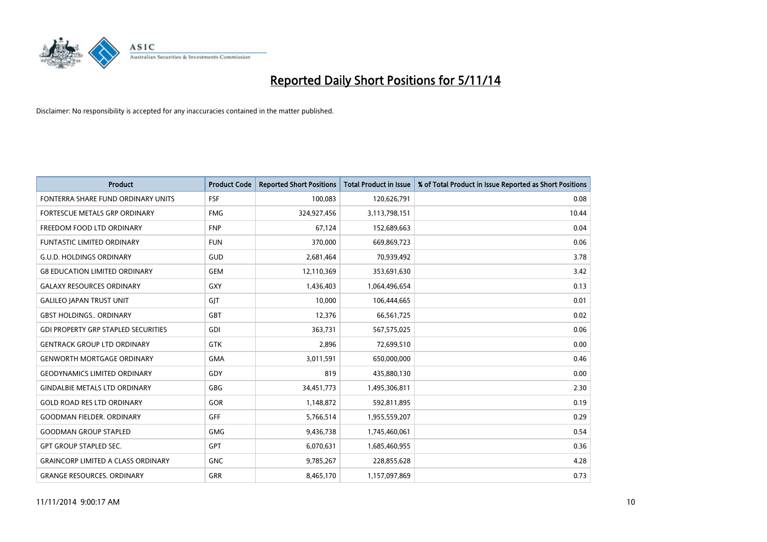# Reported Daily Short Positions for 5/11/14

Disclaimer: No responsibility is accepted for any inaccuracies contained in the matter published.

| Product | Product Code | Reported Short Positions | Total Product in Issue | % of Total Product in Issue Reported as Short Positions |
|---|---|---|---|---|
| FONTERRA SHARE FUND ORDINARY UNITS | FSF | 100,083 | 120,626,791 | 0.08 |
| FORTESCUE METALS GRP ORDINARY | FMG | 324,927,456 | 3,113,798,151 | 10.44 |
| FREEDOM FOOD LTD ORDINARY | FNP | 67,124 | 152,689,663 | 0.04 |
| FUNTASTIC LIMITED ORDINARY | FUN | 370,000 | 669,869,723 | 0.06 |
| G.U.D. HOLDINGS ORDINARY | GUD | 2,681,464 | 70,939,492 | 3.78 |
| G8 EDUCATION LIMITED ORDINARY | GEM | 12,110,369 | 353,691,630 | 3.42 |
| GALAXY RESOURCES ORDINARY | GXY | 1,436,403 | 1,064,496,654 | 0.13 |
| GALILEO JAPAN TRUST UNIT | GJT | 10,000 | 106,444,665 | 0.01 |
| GBST HOLDINGS.. ORDINARY | GBT | 12,376 | 66,561,725 | 0.02 |
| GDI PROPERTY GRP STAPLED SECURITIES | GDI | 363,731 | 567,575,025 | 0.06 |
| GENTRACK GROUP LTD ORDINARY | GTK | 2,896 | 72,699,510 | 0.00 |
| GENWORTH MORTGAGE ORDINARY | GMA | 3,011,591 | 650,000,000 | 0.46 |
| GEODYNAMICS LIMITED ORDINARY | GDY | 819 | 435,880,130 | 0.00 |
| GINDALBIE METALS LTD ORDINARY | GBG | 34,451,773 | 1,495,306,811 | 2.30 |
| GOLD ROAD RES LTD ORDINARY | GOR | 1,148,872 | 592,811,895 | 0.19 |
| GOODMAN FIELDER. ORDINARY | GFF | 5,766,514 | 1,955,559,207 | 0.29 |
| GOODMAN GROUP STAPLED | GMG | 9,436,738 | 1,745,460,061 | 0.54 |
| GPT GROUP STAPLED SEC. | GPT | 6,070,631 | 1,685,460,955 | 0.36 |
| GRAINCORP LIMITED A CLASS ORDINARY | GNC | 9,785,267 | 228,855,628 | 4.28 |
| GRANGE RESOURCES. ORDINARY | GRR | 8,465,170 | 1,157,097,869 | 0.73 |

11/11/2014 9:00:17 AM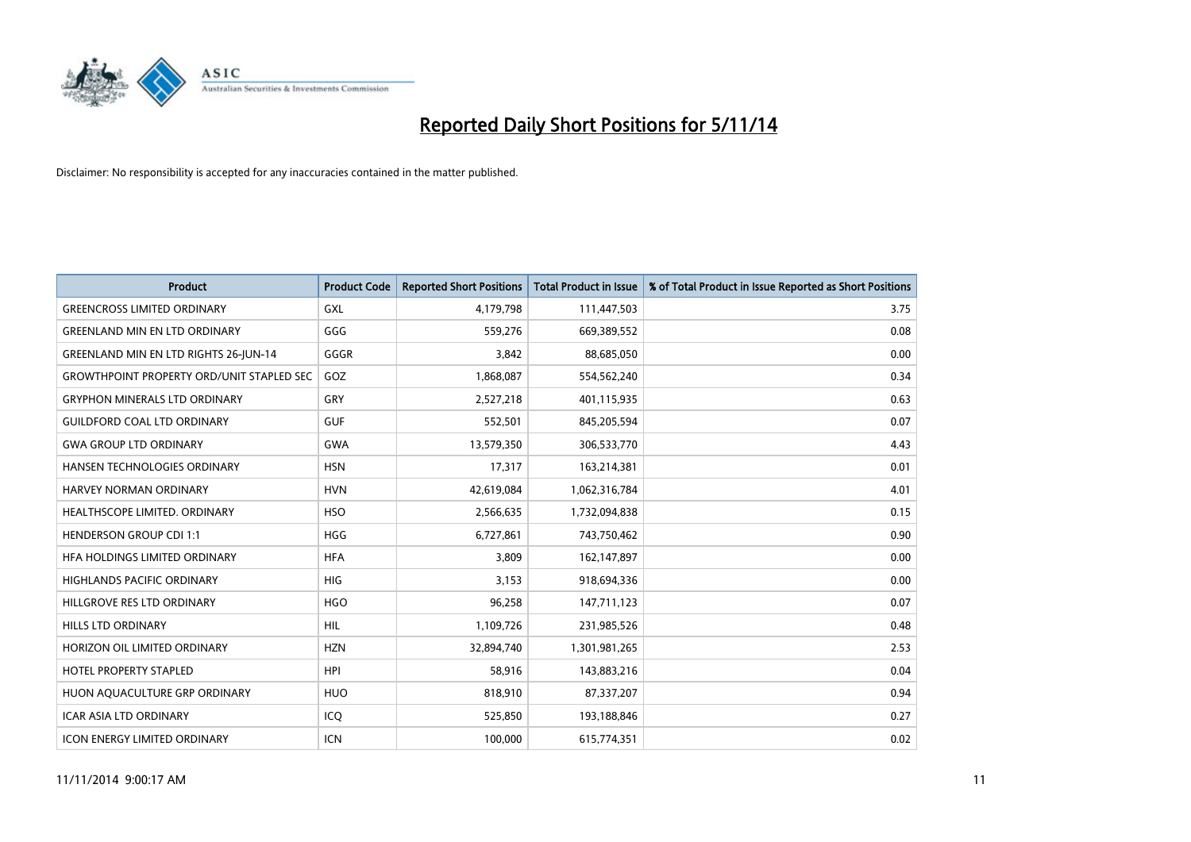# Reported Daily Short Positions for 5/11/14

Disclaimer: No responsibility is accepted for any inaccuracies contained in the matter published.

| Product | Product Code | Reported Short Positions | Total Product in Issue | % of Total Product in Issue Reported as Short Positions |
|---|---|---|---|---|
| GREENCROSS LIMITED ORDINARY | GXL | 4,179,798 | 111,447,503 | 3.75 |
| GREENLAND MIN EN LTD ORDINARY | GGG | 559,276 | 669,389,552 | 0.08 |
| GREENLAND MIN EN LTD RIGHTS 26-JUN-14 | GGGR | 3,842 | 88,685,050 | 0.00 |
| GROWTHPOINT PROPERTY ORD/UNIT STAPLED SEC | GOZ | 1,868,087 | 554,562,240 | 0.34 |
| GRYPHON MINERALS LTD ORDINARY | GRY | 2,527,218 | 401,115,935 | 0.63 |
| GUILDFORD COAL LTD ORDINARY | GUF | 552,501 | 845,205,594 | 0.07 |
| GWA GROUP LTD ORDINARY | GWA | 13,579,350 | 306,533,770 | 4.43 |
| HANSEN TECHNOLOGIES ORDINARY | HSN | 17,317 | 163,214,381 | 0.01 |
| HARVEY NORMAN ORDINARY | HVN | 42,619,084 | 1,062,316,784 | 4.01 |
| HEALTHSCOPE LIMITED. ORDINARY | HSO | 2,566,635 | 1,732,094,838 | 0.15 |
| HENDERSON GROUP CDI 1:1 | HGG | 6,727,861 | 743,750,462 | 0.90 |
| HFA HOLDINGS LIMITED ORDINARY | HFA | 3,809 | 162,147,897 | 0.00 |
| HIGHLANDS PACIFIC ORDINARY | HIG | 3,153 | 918,694,336 | 0.00 |
| HILLGROVE RES LTD ORDINARY | HGO | 96,258 | 147,711,123 | 0.07 |
| HILLS LTD ORDINARY | HIL | 1,109,726 | 231,985,526 | 0.48 |
| HORIZON OIL LIMITED ORDINARY | HZN | 32,894,740 | 1,301,981,265 | 2.53 |
| HOTEL PROPERTY STAPLED | HPI | 58,916 | 143,883,216 | 0.04 |
| HUON AQUACULTURE GRP ORDINARY | HUO | 818,910 | 87,337,207 | 0.94 |
| ICAR ASIA LTD ORDINARY | ICQ | 525,850 | 193,188,846 | 0.27 |
| ICON ENERGY LIMITED ORDINARY | ICN | 100,000 | 615,774,351 | 0.02 |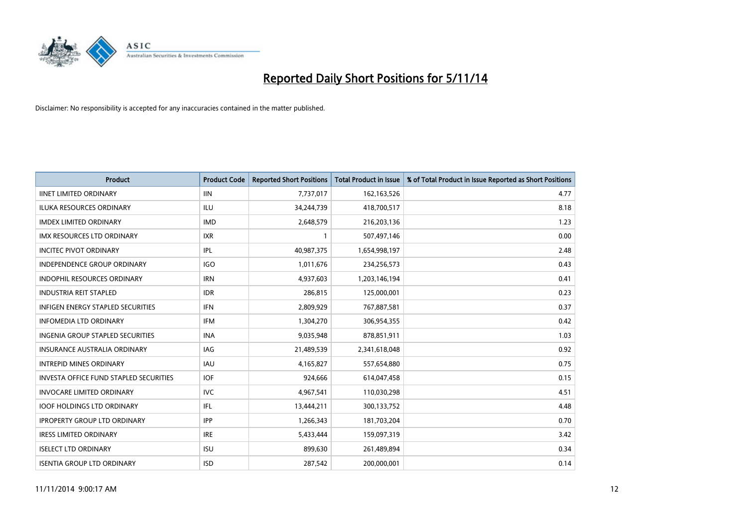# Reported Daily Short Positions for 5/11/14

Disclaimer: No responsibility is accepted for any inaccuracies contained in the matter published.

| Product | Product Code | Reported Short Positions | Total Product in Issue | % of Total Product in Issue Reported as Short Positions |
|---|---|---|---|---|
| IINET LIMITED ORDINARY | IIN | 7,737,017 | 162,163,526 | 4.77 |
| ILUKA RESOURCES ORDINARY | ILU | 34,244,739 | 418,700,517 | 8.18 |
| IMDEX LIMITED ORDINARY | IMD | 2,648,579 | 216,203,136 | 1.23 |
| IMX RESOURCES LTD ORDINARY | IXR | 1 | 507,497,146 | 0.00 |
| INCITEC PIVOT ORDINARY | IPL | 40,987,375 | 1,654,998,197 | 2.48 |
| INDEPENDENCE GROUP ORDINARY | IGO | 1,011,676 | 234,256,573 | 0.43 |
| INDOPHIL RESOURCES ORDINARY | IRN | 4,937,603 | 1,203,146,194 | 0.41 |
| INDUSTRIA REIT STAPLED | IDR | 286,815 | 125,000,001 | 0.23 |
| INFIGEN ENERGY STAPLED SECURITIES | IFN | 2,809,929 | 767,887,581 | 0.37 |
| INFOMEDIA LTD ORDINARY | IFM | 1,304,270 | 306,954,355 | 0.42 |
| INGENIA GROUP STAPLED SECURITIES | INA | 9,035,948 | 878,851,911 | 1.03 |
| INSURANCE AUSTRALIA ORDINARY | IAG | 21,489,539 | 2,341,618,048 | 0.92 |
| INTREPID MINES ORDINARY | IAU | 4,165,827 | 557,654,880 | 0.75 |
| INVESTA OFFICE FUND STAPLED SECURITIES | IOF | 924,666 | 614,047,458 | 0.15 |
| INVOCARE LIMITED ORDINARY | IVC | 4,967,541 | 110,030,298 | 4.51 |
| IOOF HOLDINGS LTD ORDINARY | IFL | 13,444,211 | 300,133,752 | 4.48 |
| IPROPERTY GROUP LTD ORDINARY | IPP | 1,266,343 | 181,703,204 | 0.70 |
| IRESS LIMITED ORDINARY | IRE | 5,433,444 | 159,097,319 | 3.42 |
| ISELECT LTD ORDINARY | ISU | 899,630 | 261,489,894 | 0.34 |
| ISENTIA GROUP LTD ORDINARY | ISD | 287,542 | 200,000,001 | 0.14 |

11/11/2014 9:00:17 AM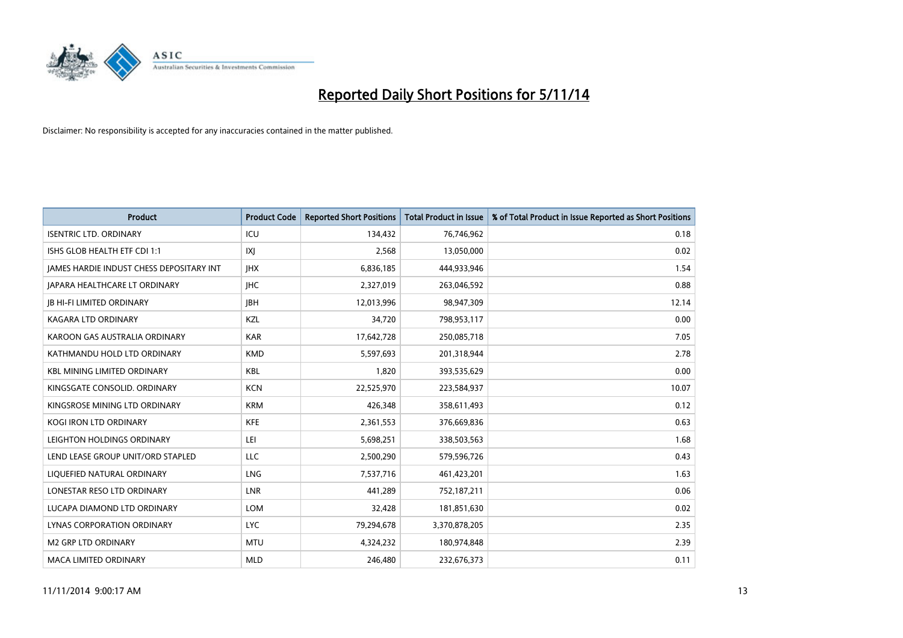# Reported Daily Short Positions for 5/11/14

Disclaimer: No responsibility is accepted for any inaccuracies contained in the matter published.

| Product | Product Code | Reported Short Positions | Total Product in Issue | % of Total Product in Issue Reported as Short Positions |
|---|---|---|---|---|
| ISENTRIC LTD. ORDINARY | ICU | 134,432 | 76,746,962 | 0.18 |
| ISHS GLOB HEALTH ETF CDI 1:1 | IXJ | 2,568 | 13,050,000 | 0.02 |
| JAMES HARDIE INDUST CHESS DEPOSITARY INT | JHX | 6,836,185 | 444,933,946 | 1.54 |
| JAPARA HEALTHCARE LT ORDINARY | JHC | 2,327,019 | 263,046,592 | 0.88 |
| JB HI-FI LIMITED ORDINARY | JBH | 12,013,996 | 98,947,309 | 12.14 |
| KAGARA LTD ORDINARY | KZL | 34,720 | 798,953,117 | 0.00 |
| KAROON GAS AUSTRALIA ORDINARY | KAR | 17,642,728 | 250,085,718 | 7.05 |
| KATHMANDU HOLD LTD ORDINARY | KMD | 5,597,693 | 201,318,944 | 2.78 |
| KBL MINING LIMITED ORDINARY | KBL | 1,820 | 393,535,629 | 0.00 |
| KINGSGATE CONSOLID. ORDINARY | KCN | 22,525,970 | 223,584,937 | 10.07 |
| KINGSROSE MINING LTD ORDINARY | KRM | 426,348 | 358,611,493 | 0.12 |
| KOGI IRON LTD ORDINARY | KFE | 2,361,553 | 376,669,836 | 0.63 |
| LEIGHTON HOLDINGS ORDINARY | LEI | 5,698,251 | 338,503,563 | 1.68 |
| LEND LEASE GROUP UNIT/ORD STAPLED | LLC | 2,500,290 | 579,596,726 | 0.43 |
| LIQUEFIED NATURAL ORDINARY | LNG | 7,537,716 | 461,423,201 | 1.63 |
| LONESTAR RESO LTD ORDINARY | LNR | 441,289 | 752,187,211 | 0.06 |
| LUCAPA DIAMOND LTD ORDINARY | LOM | 32,428 | 181,851,630 | 0.02 |
| LYNAS CORPORATION ORDINARY | LYC | 79,294,678 | 3,370,878,205 | 2.35 |
| M2 GRP LTD ORDINARY | MTU | 4,324,232 | 180,974,848 | 2.39 |
| MACA LIMITED ORDINARY | MLD | 246,480 | 232,676,373 | 0.11 |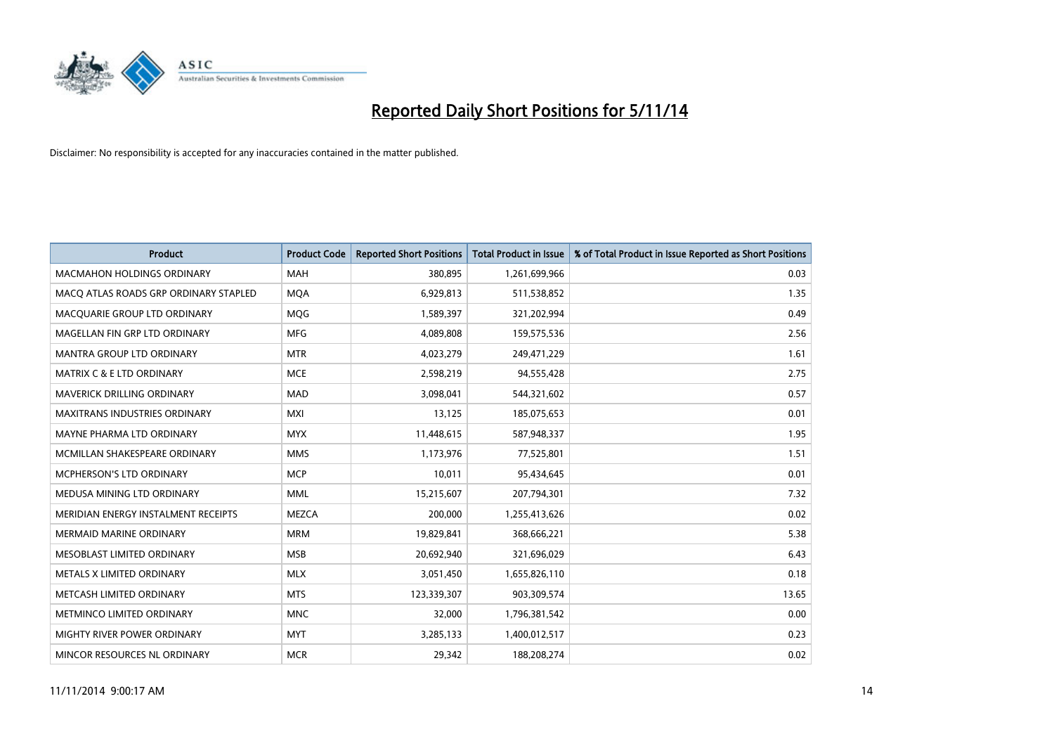# Reported Daily Short Positions for 5/11/14

Disclaimer: No responsibility is accepted for any inaccuracies contained in the matter published.

| Product | Product Code | Reported Short Positions | Total Product in Issue | % of Total Product in Issue Reported as Short Positions |
|---|---|---|---|---|
| MACMAHON HOLDINGS ORDINARY | MAH | 380,895 | 1,261,699,966 | 0.03 |
| MACQ ATLAS ROADS GRP ORDINARY STAPLED | MQA | 6,929,813 | 511,538,852 | 1.35 |
| MACQUARIE GROUP LTD ORDINARY | MQG | 1,589,397 | 321,202,994 | 0.49 |
| MAGELLAN FIN GRP LTD ORDINARY | MFG | 4,089,808 | 159,575,536 | 2.56 |
| MANTRA GROUP LTD ORDINARY | MTR | 4,023,279 | 249,471,229 | 1.61 |
| MATRIX C & E LTD ORDINARY | MCE | 2,598,219 | 94,555,428 | 2.75 |
| MAVERICK DRILLING ORDINARY | MAD | 3,098,041 | 544,321,602 | 0.57 |
| MAXITRANS INDUSTRIES ORDINARY | MXI | 13,125 | 185,075,653 | 0.01 |
| MAYNE PHARMA LTD ORDINARY | MYX | 11,448,615 | 587,948,337 | 1.95 |
| MCMILLAN SHAKESPEARE ORDINARY | MMS | 1,173,976 | 77,525,801 | 1.51 |
| MCPHERSON'S LTD ORDINARY | MCP | 10,011 | 95,434,645 | 0.01 |
| MEDUSA MINING LTD ORDINARY | MML | 15,215,607 | 207,794,301 | 7.32 |
| MERIDIAN ENERGY INSTALMENT RECEIPTS | MEZCA | 200,000 | 1,255,413,626 | 0.02 |
| MERMAID MARINE ORDINARY | MRM | 19,829,841 | 368,666,221 | 5.38 |
| MESOBLAST LIMITED ORDINARY | MSB | 20,692,940 | 321,696,029 | 6.43 |
| METALS X LIMITED ORDINARY | MLX | 3,051,450 | 1,655,826,110 | 0.18 |
| METCASH LIMITED ORDINARY | MTS | 123,339,307 | 903,309,574 | 13.65 |
| METMINCO LIMITED ORDINARY | MNC | 32,000 | 1,796,381,542 | 0.00 |
| MIGHTY RIVER POWER ORDINARY | MYT | 3,285,133 | 1,400,012,517 | 0.23 |
| MINCOR RESOURCES NL ORDINARY | MCR | 29,342 | 188,208,274 | 0.02 |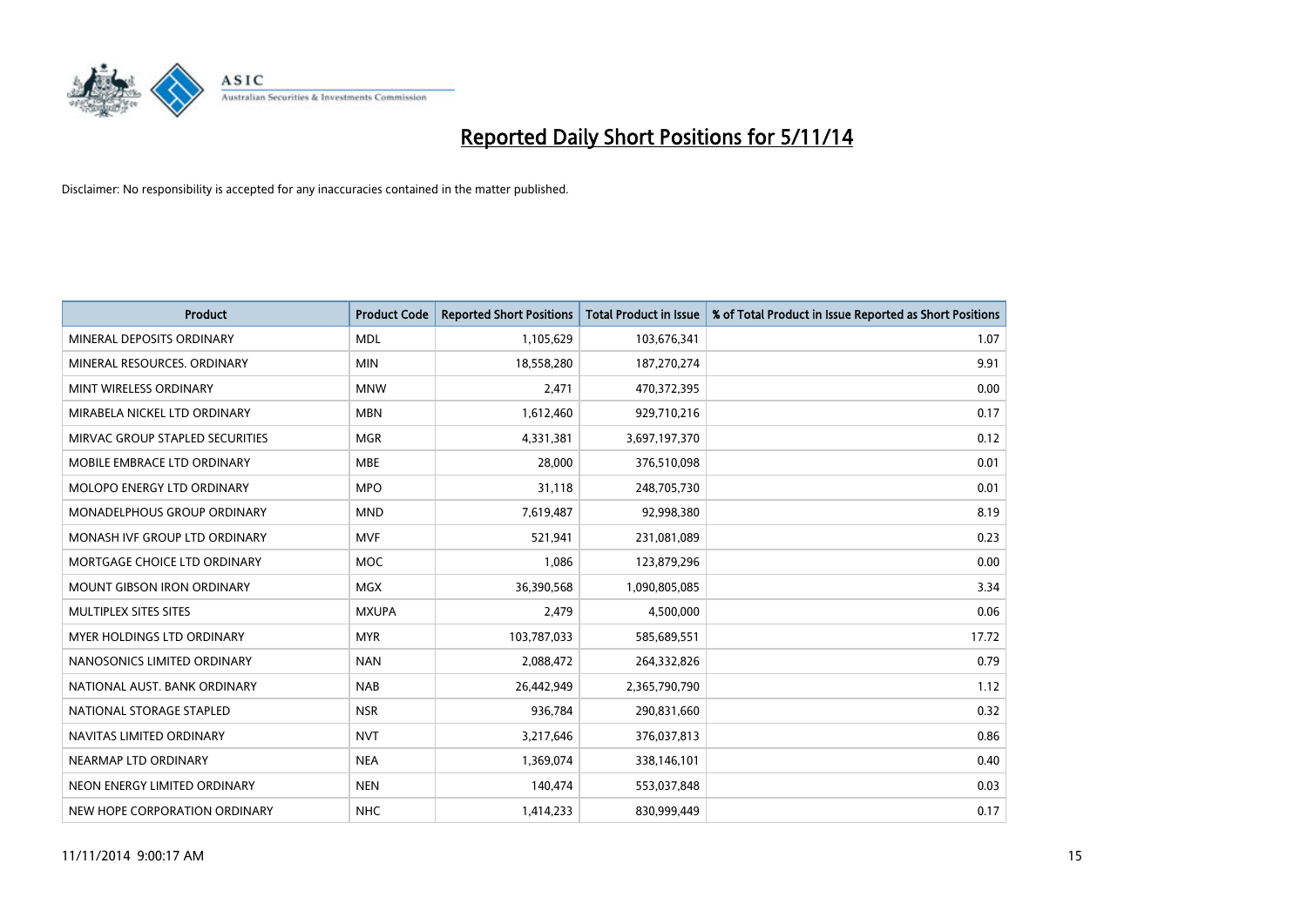# Reported Daily Short Positions for 5/11/14

Disclaimer: No responsibility is accepted for any inaccuracies contained in the matter published.

| Product | Product Code | Reported Short Positions | Total Product in Issue | % of Total Product in Issue Reported as Short Positions |
|---|---|---|---|---|
| MINERAL DEPOSITS ORDINARY | MDL | 1,105,629 | 103,676,341 | 1.07 |
| MINERAL RESOURCES. ORDINARY | MIN | 18,558,280 | 187,270,274 | 9.91 |
| MINT WIRELESS ORDINARY | MNW | 2,471 | 470,372,395 | 0.00 |
| MIRABELA NICKEL LTD ORDINARY | MBN | 1,612,460 | 929,710,216 | 0.17 |
| MIRVAC GROUP STAPLED SECURITIES | MGR | 4,331,381 | 3,697,197,370 | 0.12 |
| MOBILE EMBRACE LTD ORDINARY | MBE | 28,000 | 376,510,098 | 0.01 |
| MOLOPO ENERGY LTD ORDINARY | MPO | 31,118 | 248,705,730 | 0.01 |
| MONADELPHOUS GROUP ORDINARY | MND | 7,619,487 | 92,998,380 | 8.19 |
| MONASH IVF GROUP LTD ORDINARY | MVF | 521,941 | 231,081,089 | 0.23 |
| MORTGAGE CHOICE LTD ORDINARY | MOC | 1,086 | 123,879,296 | 0.00 |
| MOUNT GIBSON IRON ORDINARY | MGX | 36,390,568 | 1,090,805,085 | 3.34 |
| MULTIPLEX SITES SITES | MXUPA | 2,479 | 4,500,000 | 0.06 |
| MYER HOLDINGS LTD ORDINARY | MYR | 103,787,033 | 585,689,551 | 17.72 |
| NANOSONICS LIMITED ORDINARY | NAN | 2,088,472 | 264,332,826 | 0.79 |
| NATIONAL AUST. BANK ORDINARY | NAB | 26,442,949 | 2,365,790,790 | 1.12 |
| NATIONAL STORAGE STAPLED | NSR | 936,784 | 290,831,660 | 0.32 |
| NAVITAS LIMITED ORDINARY | NVT | 3,217,646 | 376,037,813 | 0.86 |
| NEARMAP LTD ORDINARY | NEA | 1,369,074 | 338,146,101 | 0.40 |
| NEON ENERGY LIMITED ORDINARY | NEN | 140,474 | 553,037,848 | 0.03 |
| NEW HOPE CORPORATION ORDINARY | NHC | 1,414,233 | 830,999,449 | 0.17 |

11/11/2014 9:00:17 AM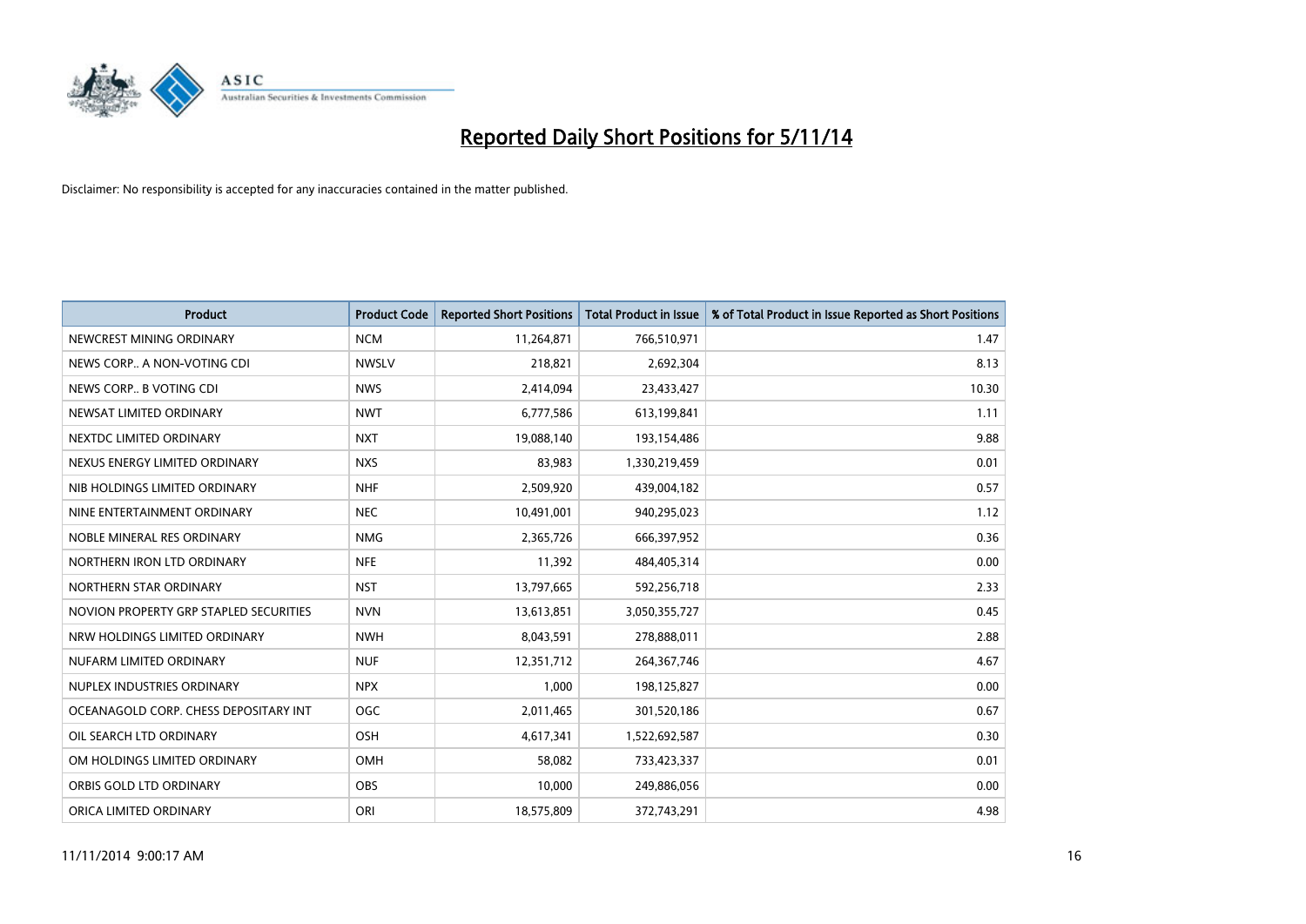# Reported Daily Short Positions for 5/11/14

Disclaimer: No responsibility is accepted for any inaccuracies contained in the matter published.

| Product | Product Code | Reported Short Positions | Total Product in Issue | % of Total Product in Issue Reported as Short Positions |
|---|---|---|---|---|
| NEWCREST MINING ORDINARY | NCM | 11,264,871 | 766,510,971 | 1.47 |
| NEWS CORP.. A NON-VOTING CDI | NWSLV | 218,821 | 2,692,304 | 8.13 |
| NEWS CORP.. B VOTING CDI | NWS | 2,414,094 | 23,433,427 | 10.30 |
| NEWSAT LIMITED ORDINARY | NWT | 6,777,586 | 613,199,841 | 1.11 |
| NEXTDC LIMITED ORDINARY | NXT | 19,088,140 | 193,154,486 | 9.88 |
| NEXUS ENERGY LIMITED ORDINARY | NXS | 83,983 | 1,330,219,459 | 0.01 |
| NIB HOLDINGS LIMITED ORDINARY | NHF | 2,509,920 | 439,004,182 | 0.57 |
| NINE ENTERTAINMENT ORDINARY | NEC | 10,491,001 | 940,295,023 | 1.12 |
| NOBLE MINERAL RES ORDINARY | NMG | 2,365,726 | 666,397,952 | 0.36 |
| NORTHERN IRON LTD ORDINARY | NFE | 11,392 | 484,405,314 | 0.00 |
| NORTHERN STAR ORDINARY | NST | 13,797,665 | 592,256,718 | 2.33 |
| NOVION PROPERTY GRP STAPLED SECURITIES | NVN | 13,613,851 | 3,050,355,727 | 0.45 |
| NRW HOLDINGS LIMITED ORDINARY | NWH | 8,043,591 | 278,888,011 | 2.88 |
| NUFARM LIMITED ORDINARY | NUF | 12,351,712 | 264,367,746 | 4.67 |
| NUPLEX INDUSTRIES ORDINARY | NPX | 1,000 | 198,125,827 | 0.00 |
| OCEANAGOLD CORP. CHESS DEPOSITARY INT | OGC | 2,011,465 | 301,520,186 | 0.67 |
| OIL SEARCH LTD ORDINARY | OSH | 4,617,341 | 1,522,692,587 | 0.30 |
| OM HOLDINGS LIMITED ORDINARY | OMH | 58,082 | 733,423,337 | 0.01 |
| ORBIS GOLD LTD ORDINARY | OBS | 10,000 | 249,886,056 | 0.00 |
| ORICA LIMITED ORDINARY | ORI | 18,575,809 | 372,743,291 | 4.98 |

11/11/2014 9:00:17 AM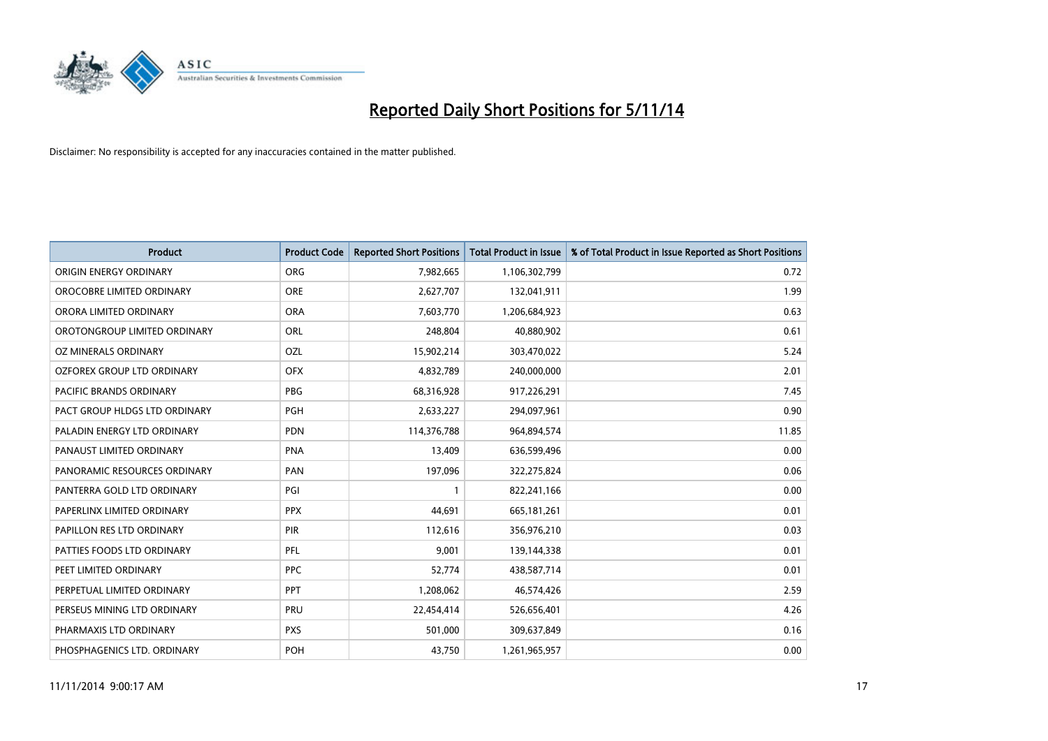# Reported Daily Short Positions for 5/11/14

Disclaimer: No responsibility is accepted for any inaccuracies contained in the matter published.

| Product | Product Code | Reported Short Positions | Total Product in Issue | % of Total Product in Issue Reported as Short Positions |
|---|---|---|---|---|
| ORIGIN ENERGY ORDINARY | ORG | 7,982,665 | 1,106,302,799 | 0.72 |
| OROCOBRE LIMITED ORDINARY | ORE | 2,627,707 | 132,041,911 | 1.99 |
| ORORA LIMITED ORDINARY | ORA | 7,603,770 | 1,206,684,923 | 0.63 |
| OROTONGROUP LIMITED ORDINARY | ORL | 248,804 | 40,880,902 | 0.61 |
| OZ MINERALS ORDINARY | OZL | 15,902,214 | 303,470,022 | 5.24 |
| OZFOREX GROUP LTD ORDINARY | OFX | 4,832,789 | 240,000,000 | 2.01 |
| PACIFIC BRANDS ORDINARY | PBG | 68,316,928 | 917,226,291 | 7.45 |
| PACT GROUP HLDGS LTD ORDINARY | PGH | 2,633,227 | 294,097,961 | 0.90 |
| PALADIN ENERGY LTD ORDINARY | PDN | 114,376,788 | 964,894,574 | 11.85 |
| PANAUST LIMITED ORDINARY | PNA | 13,409 | 636,599,496 | 0.00 |
| PANORAMIC RESOURCES ORDINARY | PAN | 197,096 | 322,275,824 | 0.06 |
| PANTERRA GOLD LTD ORDINARY | PGI | 1 | 822,241,166 | 0.00 |
| PAPERLINX LIMITED ORDINARY | PPX | 44,691 | 665,181,261 | 0.01 |
| PAPILLON RES LTD ORDINARY | PIR | 112,616 | 356,976,210 | 0.03 |
| PATTIES FOODS LTD ORDINARY | PFL | 9,001 | 139,144,338 | 0.01 |
| PEET LIMITED ORDINARY | PPC | 52,774 | 438,587,714 | 0.01 |
| PERPETUAL LIMITED ORDINARY | PPT | 1,208,062 | 46,574,426 | 2.59 |
| PERSEUS MINING LTD ORDINARY | PRU | 22,454,414 | 526,656,401 | 4.26 |
| PHARMAXIS LTD ORDINARY | PXS | 501,000 | 309,637,849 | 0.16 |
| PHOSPHAGENICS LTD. ORDINARY | POH | 43,750 | 1,261,965,957 | 0.00 |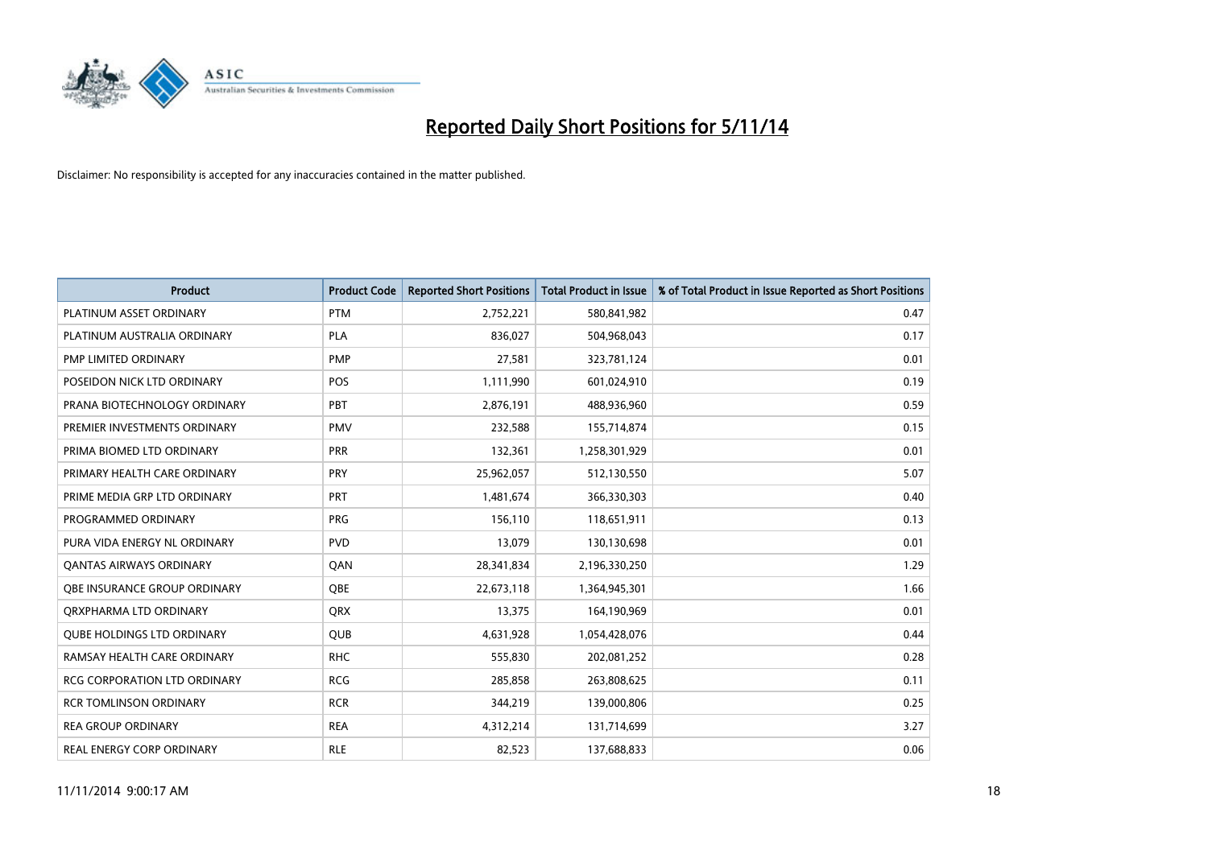# Reported Daily Short Positions for 5/11/14

Disclaimer: No responsibility is accepted for any inaccuracies contained in the matter published.

| Product | Product Code | Reported Short Positions | Total Product in Issue | % of Total Product in Issue Reported as Short Positions |
|---|---|---|---|---|
| PLATINUM ASSET ORDINARY | PTM | 2,752,221 | 580,841,982 | 0.47 |
| PLATINUM AUSTRALIA ORDINARY | PLA | 836,027 | 504,968,043 | 0.17 |
| PMP LIMITED ORDINARY | PMP | 27,581 | 323,781,124 | 0.01 |
| POSEIDON NICK LTD ORDINARY | POS | 1,111,990 | 601,024,910 | 0.19 |
| PRANA BIOTECHNOLOGY ORDINARY | PBT | 2,876,191 | 488,936,960 | 0.59 |
| PREMIER INVESTMENTS ORDINARY | PMV | 232,588 | 155,714,874 | 0.15 |
| PRIMA BIOMED LTD ORDINARY | PRR | 132,361 | 1,258,301,929 | 0.01 |
| PRIMARY HEALTH CARE ORDINARY | PRY | 25,962,057 | 512,130,550 | 5.07 |
| PRIME MEDIA GRP LTD ORDINARY | PRT | 1,481,674 | 366,330,303 | 0.40 |
| PROGRAMMED ORDINARY | PRG | 156,110 | 118,651,911 | 0.13 |
| PURA VIDA ENERGY NL ORDINARY | PVD | 13,079 | 130,130,698 | 0.01 |
| QANTAS AIRWAYS ORDINARY | QAN | 28,341,834 | 2,196,330,250 | 1.29 |
| QBE INSURANCE GROUP ORDINARY | QBE | 22,673,118 | 1,364,945,301 | 1.66 |
| QRXPHARMA LTD ORDINARY | QRX | 13,375 | 164,190,969 | 0.01 |
| QUBE HOLDINGS LTD ORDINARY | QUB | 4,631,928 | 1,054,428,076 | 0.44 |
| RAMSAY HEALTH CARE ORDINARY | RHC | 555,830 | 202,081,252 | 0.28 |
| RCG CORPORATION LTD ORDINARY | RCG | 285,858 | 263,808,625 | 0.11 |
| RCR TOMLINSON ORDINARY | RCR | 344,219 | 139,000,806 | 0.25 |
| REA GROUP ORDINARY | REA | 4,312,214 | 131,714,699 | 3.27 |
| REAL ENERGY CORP ORDINARY | RLE | 82,523 | 137,688,833 | 0.06 |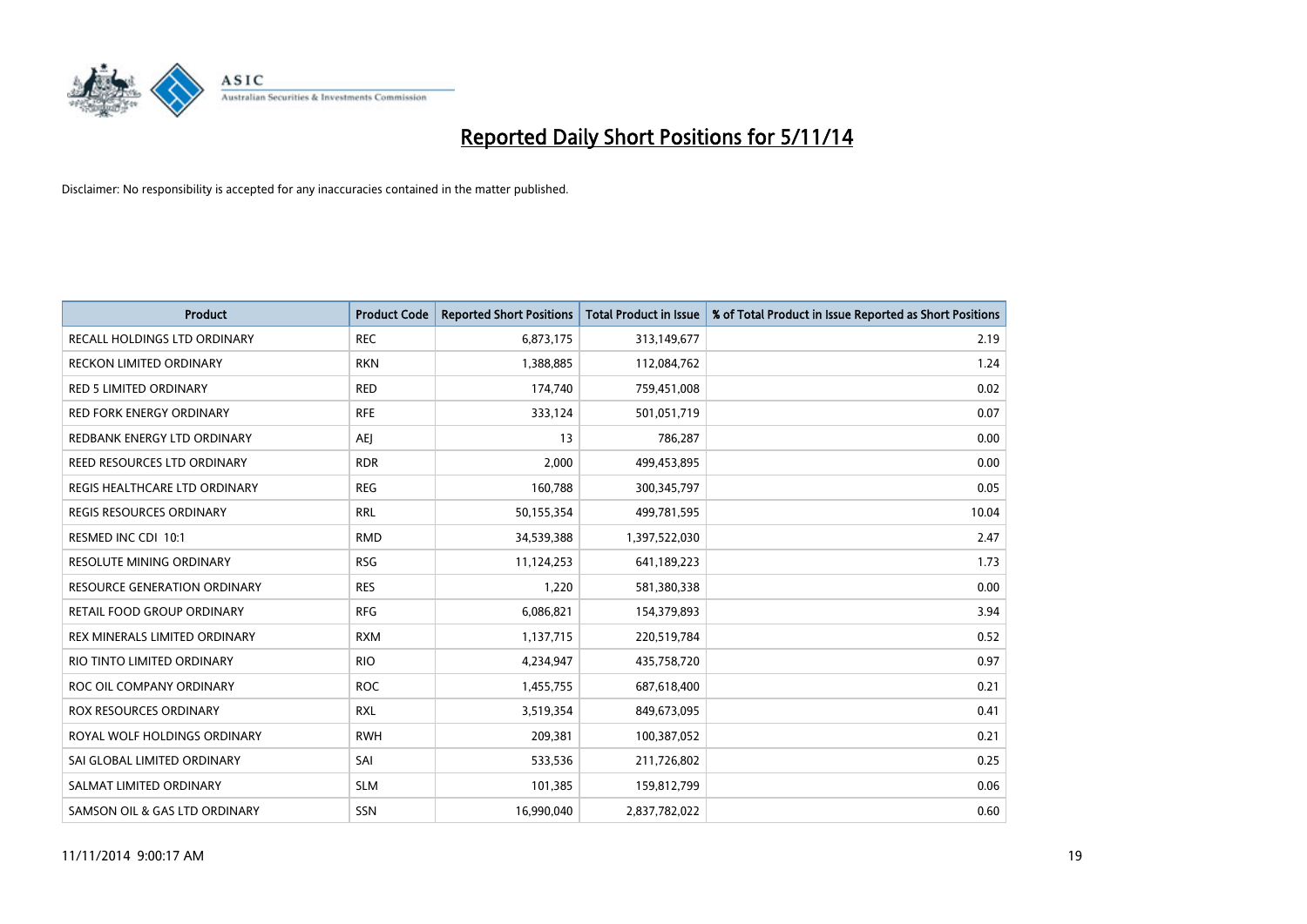# Reported Daily Short Positions for 5/11/14

Disclaimer: No responsibility is accepted for any inaccuracies contained in the matter published.

| Product | Product Code | Reported Short Positions | Total Product in Issue | % of Total Product in Issue Reported as Short Positions |
|---|---|---|---|---|
| RECALL HOLDINGS LTD ORDINARY | REC | 6,873,175 | 313,149,677 | 2.19 |
| RECKON LIMITED ORDINARY | RKN | 1,388,885 | 112,084,762 | 1.24 |
| RED 5 LIMITED ORDINARY | RED | 174,740 | 759,451,008 | 0.02 |
| RED FORK ENERGY ORDINARY | RFE | 333,124 | 501,051,719 | 0.07 |
| REDBANK ENERGY LTD ORDINARY | AEJ | 13 | 786,287 | 0.00 |
| REED RESOURCES LTD ORDINARY | RDR | 2,000 | 499,453,895 | 0.00 |
| REGIS HEALTHCARE LTD ORDINARY | REG | 160,788 | 300,345,797 | 0.05 |
| REGIS RESOURCES ORDINARY | RRL | 50,155,354 | 499,781,595 | 10.04 |
| RESMED INC CDI 10:1 | RMD | 34,539,388 | 1,397,522,030 | 2.47 |
| RESOLUTE MINING ORDINARY | RSG | 11,124,253 | 641,189,223 | 1.73 |
| RESOURCE GENERATION ORDINARY | RES | 1,220 | 581,380,338 | 0.00 |
| RETAIL FOOD GROUP ORDINARY | RFG | 6,086,821 | 154,379,893 | 3.94 |
| REX MINERALS LIMITED ORDINARY | RXM | 1,137,715 | 220,519,784 | 0.52 |
| RIO TINTO LIMITED ORDINARY | RIO | 4,234,947 | 435,758,720 | 0.97 |
| ROC OIL COMPANY ORDINARY | ROC | 1,455,755 | 687,618,400 | 0.21 |
| ROX RESOURCES ORDINARY | RXL | 3,519,354 | 849,673,095 | 0.41 |
| ROYAL WOLF HOLDINGS ORDINARY | RWH | 209,381 | 100,387,052 | 0.21 |
| SAI GLOBAL LIMITED ORDINARY | SAI | 533,536 | 211,726,802 | 0.25 |
| SALMAT LIMITED ORDINARY | SLM | 101,385 | 159,812,799 | 0.06 |
| SAMSON OIL & GAS LTD ORDINARY | SSN | 16,990,040 | 2,837,782,022 | 0.60 |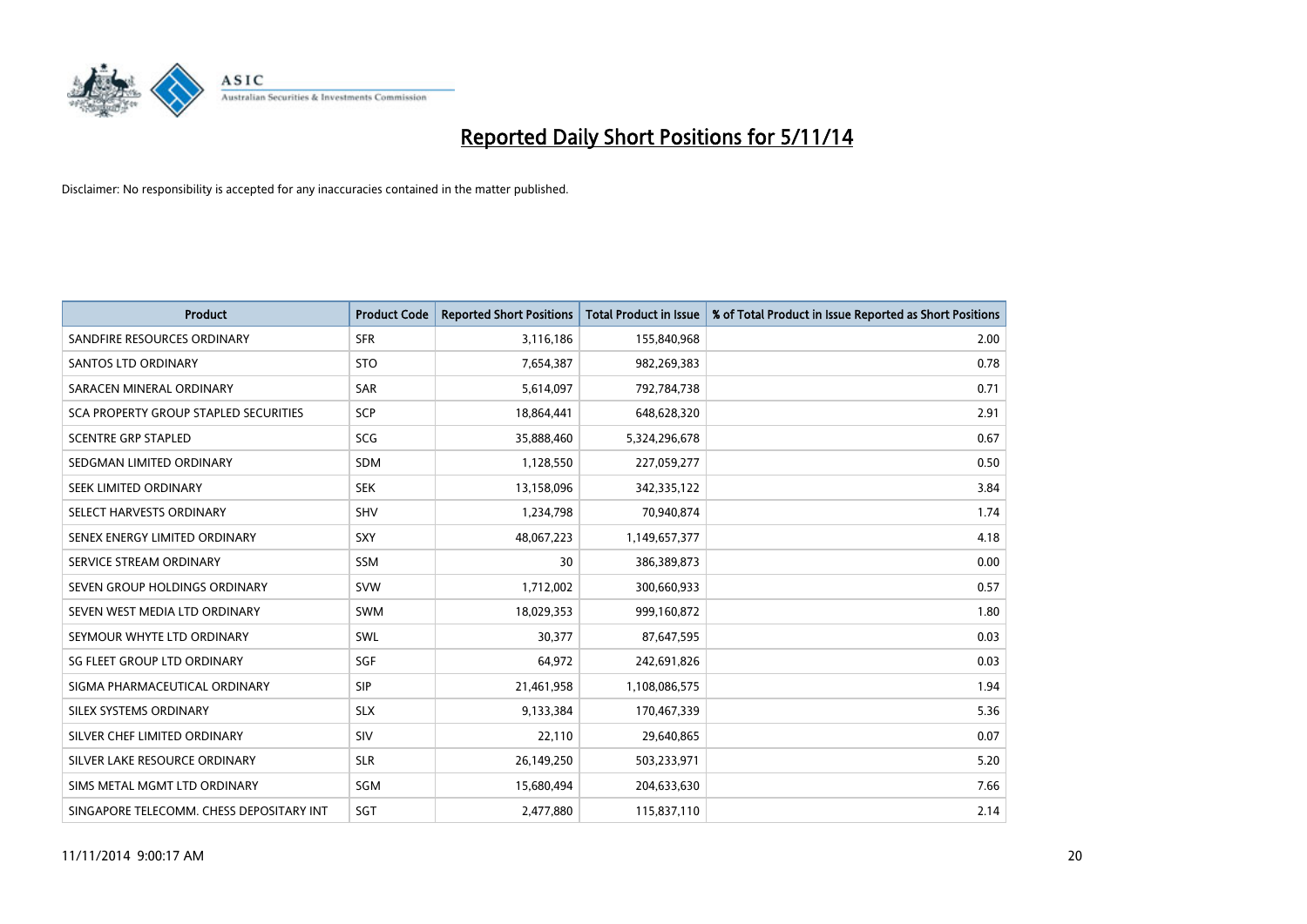# Reported Daily Short Positions for 5/11/14

Disclaimer: No responsibility is accepted for any inaccuracies contained in the matter published.

| Product | Product Code | Reported Short Positions | Total Product in Issue | % of Total Product in Issue Reported as Short Positions |
|---|---|---|---|---|
| SANDFIRE RESOURCES ORDINARY | SFR | 3,116,186 | 155,840,968 | 2.00 |
| SANTOS LTD ORDINARY | STO | 7,654,387 | 982,269,383 | 0.78 |
| SARACEN MINERAL ORDINARY | SAR | 5,614,097 | 792,784,738 | 0.71 |
| SCA PROPERTY GROUP STAPLED SECURITIES | SCP | 18,864,441 | 648,628,320 | 2.91 |
| SCENTRE GRP STAPLED | SCG | 35,888,460 | 5,324,296,678 | 0.67 |
| SEDGMAN LIMITED ORDINARY | SDM | 1,128,550 | 227,059,277 | 0.50 |
| SEEK LIMITED ORDINARY | SEK | 13,158,096 | 342,335,122 | 3.84 |
| SELECT HARVESTS ORDINARY | SHV | 1,234,798 | 70,940,874 | 1.74 |
| SENEX ENERGY LIMITED ORDINARY | SXY | 48,067,223 | 1,149,657,377 | 4.18 |
| SERVICE STREAM ORDINARY | SSM | 30 | 386,389,873 | 0.00 |
| SEVEN GROUP HOLDINGS ORDINARY | SVW | 1,712,002 | 300,660,933 | 0.57 |
| SEVEN WEST MEDIA LTD ORDINARY | SWM | 18,029,353 | 999,160,872 | 1.80 |
| SEYMOUR WHYTE LTD ORDINARY | SWL | 30,377 | 87,647,595 | 0.03 |
| SG FLEET GROUP LTD ORDINARY | SGF | 64,972 | 242,691,826 | 0.03 |
| SIGMA PHARMACEUTICAL ORDINARY | SIP | 21,461,958 | 1,108,086,575 | 1.94 |
| SILEX SYSTEMS ORDINARY | SLX | 9,133,384 | 170,467,339 | 5.36 |
| SILVER CHEF LIMITED ORDINARY | SIV | 22,110 | 29,640,865 | 0.07 |
| SILVER LAKE RESOURCE ORDINARY | SLR | 26,149,250 | 503,233,971 | 5.20 |
| SIMS METAL MGMT LTD ORDINARY | SGM | 15,680,494 | 204,633,630 | 7.66 |
| SINGAPORE TELECOMM. CHESS DEPOSITARY INT | SGT | 2,477,880 | 115,837,110 | 2.14 |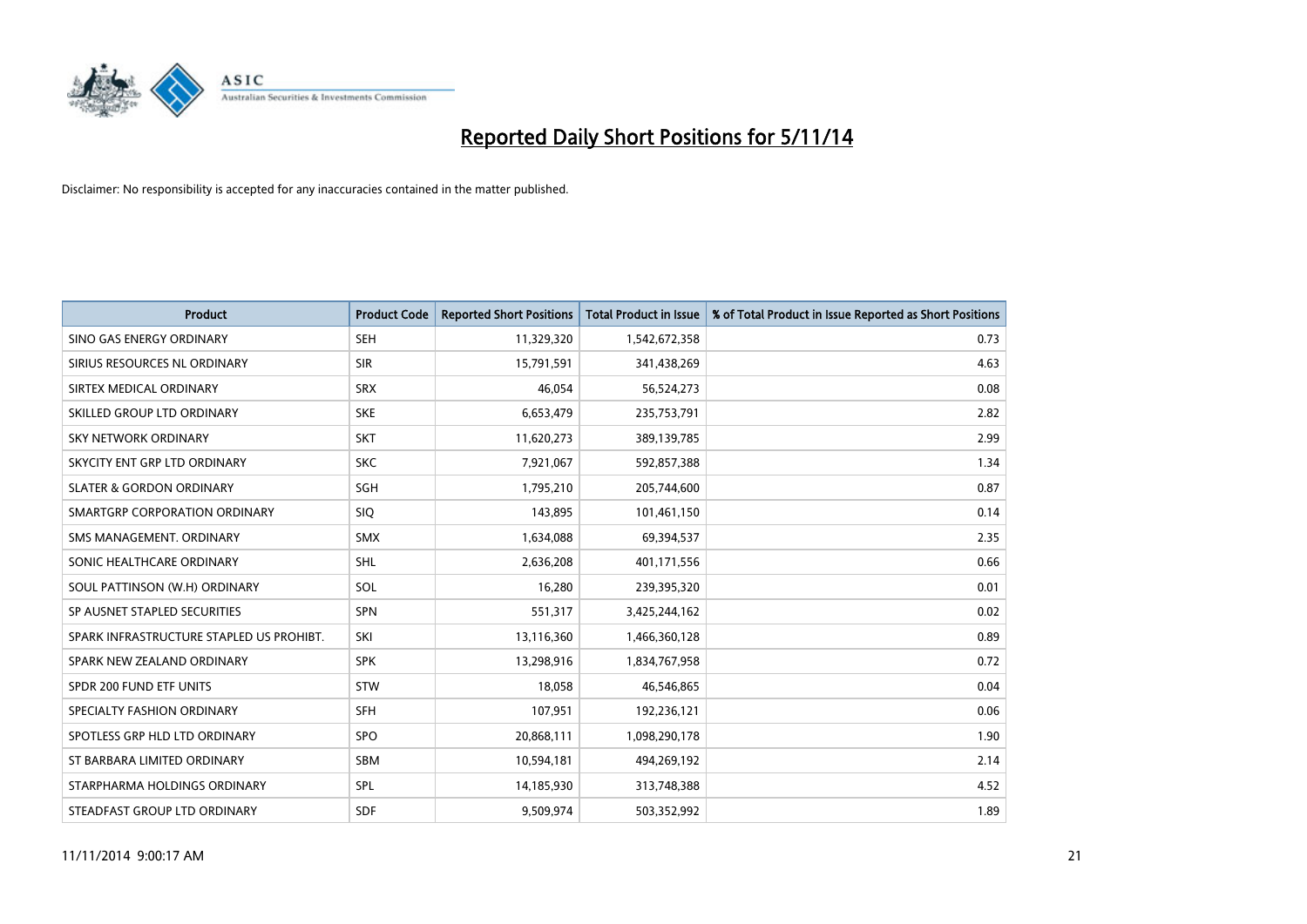# Reported Daily Short Positions for 5/11/14

Disclaimer: No responsibility is accepted for any inaccuracies contained in the matter published.

| Product | Product Code | Reported Short Positions | Total Product in Issue | % of Total Product in Issue Reported as Short Positions |
|---|---|---|---|---|
| SINO GAS ENERGY ORDINARY | SEH | 11,329,320 | 1,542,672,358 | 0.73 |
| SIRIUS RESOURCES NL ORDINARY | SIR | 15,791,591 | 341,438,269 | 4.63 |
| SIRTEX MEDICAL ORDINARY | SRX | 46,054 | 56,524,273 | 0.08 |
| SKILLED GROUP LTD ORDINARY | SKE | 6,653,479 | 235,753,791 | 2.82 |
| SKY NETWORK ORDINARY | SKT | 11,620,273 | 389,139,785 | 2.99 |
| SKYCITY ENT GRP LTD ORDINARY | SKC | 7,921,067 | 592,857,388 | 1.34 |
| SLATER & GORDON ORDINARY | SGH | 1,795,210 | 205,744,600 | 0.87 |
| SMARTGRP CORPORATION ORDINARY | SIQ | 143,895 | 101,461,150 | 0.14 |
| SMS MANAGEMENT. ORDINARY | SMX | 1,634,088 | 69,394,537 | 2.35 |
| SONIC HEALTHCARE ORDINARY | SHL | 2,636,208 | 401,171,556 | 0.66 |
| SOUL PATTINSON (W.H) ORDINARY | SOL | 16,280 | 239,395,320 | 0.01 |
| SP AUSNET STAPLED SECURITIES | SPN | 551,317 | 3,425,244,162 | 0.02 |
| SPARK INFRASTRUCTURE STAPLED US PROHIBT. | SKI | 13,116,360 | 1,466,360,128 | 0.89 |
| SPARK NEW ZEALAND ORDINARY | SPK | 13,298,916 | 1,834,767,958 | 0.72 |
| SPDR 200 FUND ETF UNITS | STW | 18,058 | 46,546,865 | 0.04 |
| SPECIALTY FASHION ORDINARY | SFH | 107,951 | 192,236,121 | 0.06 |
| SPOTLESS GRP HLD LTD ORDINARY | SPO | 20,868,111 | 1,098,290,178 | 1.90 |
| ST BARBARA LIMITED ORDINARY | SBM | 10,594,181 | 494,269,192 | 2.14 |
| STARPHARMA HOLDINGS ORDINARY | SPL | 14,185,930 | 313,748,388 | 4.52 |
| STEADFAST GROUP LTD ORDINARY | SDF | 9,509,974 | 503,352,992 | 1.89 |

11/11/2014 9:00:17 AM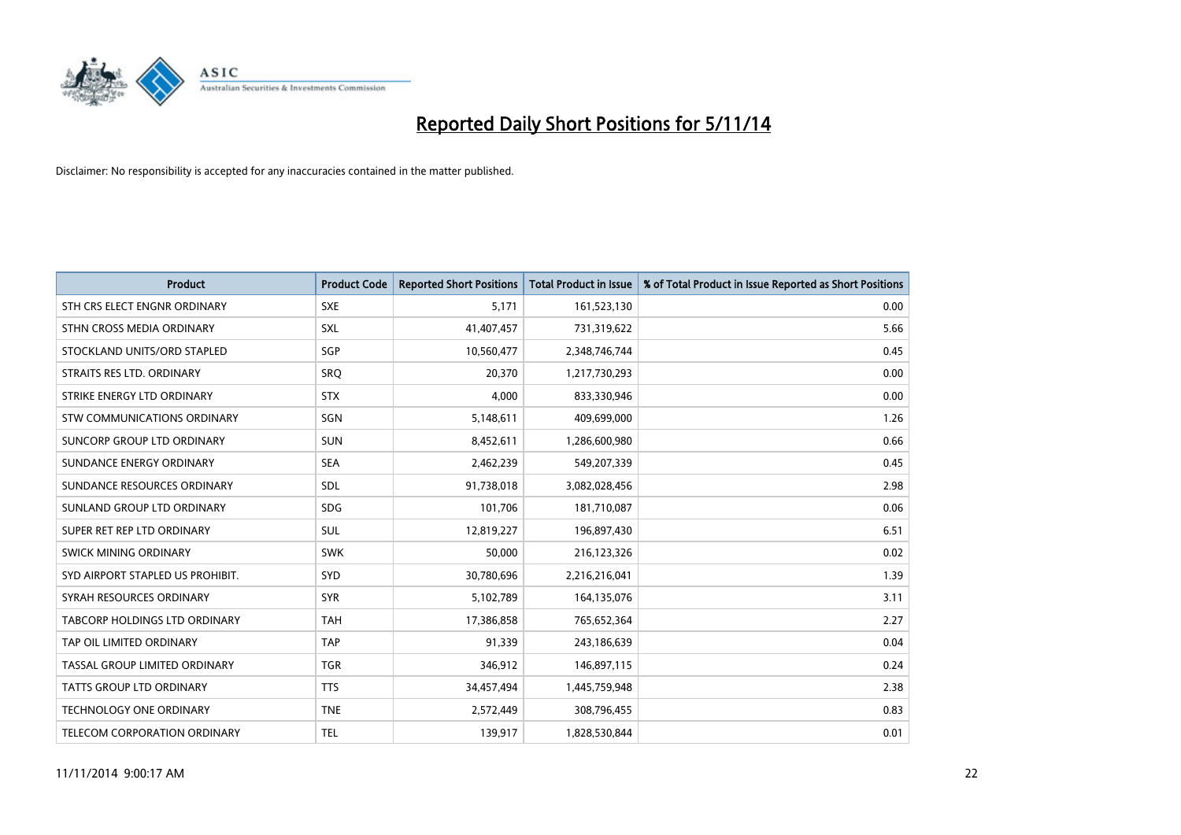# Reported Daily Short Positions for 5/11/14

Disclaimer: No responsibility is accepted for any inaccuracies contained in the matter published.

| Product | Product Code | Reported Short Positions | Total Product in Issue | % of Total Product in Issue Reported as Short Positions |
|---|---|---|---|---|
| STH CRS ELECT ENGNR ORDINARY | SXE | 5,171 | 161,523,130 | 0.00 |
| STHN CROSS MEDIA ORDINARY | SXL | 41,407,457 | 731,319,622 | 5.66 |
| STOCKLAND UNITS/ORD STAPLED | SGP | 10,560,477 | 2,348,746,744 | 0.45 |
| STRAITS RES LTD. ORDINARY | SRQ | 20,370 | 1,217,730,293 | 0.00 |
| STRIKE ENERGY LTD ORDINARY | STX | 4,000 | 833,330,946 | 0.00 |
| STW COMMUNICATIONS ORDINARY | SGN | 5,148,611 | 409,699,000 | 1.26 |
| SUNCORP GROUP LTD ORDINARY | SUN | 8,452,611 | 1,286,600,980 | 0.66 |
| SUNDANCE ENERGY ORDINARY | SEA | 2,462,239 | 549,207,339 | 0.45 |
| SUNDANCE RESOURCES ORDINARY | SDL | 91,738,018 | 3,082,028,456 | 2.98 |
| SUNLAND GROUP LTD ORDINARY | SDG | 101,706 | 181,710,087 | 0.06 |
| SUPER RET REP LTD ORDINARY | SUL | 12,819,227 | 196,897,430 | 6.51 |
| SWICK MINING ORDINARY | SWK | 50,000 | 216,123,326 | 0.02 |
| SYD AIRPORT STAPLED US PROHIBIT. | SYD | 30,780,696 | 2,216,216,041 | 1.39 |
| SYRAH RESOURCES ORDINARY | SYR | 5,102,789 | 164,135,076 | 3.11 |
| TABCORP HOLDINGS LTD ORDINARY | TAH | 17,386,858 | 765,652,364 | 2.27 |
| TAP OIL LIMITED ORDINARY | TAP | 91,339 | 243,186,639 | 0.04 |
| TASSAL GROUP LIMITED ORDINARY | TGR | 346,912 | 146,897,115 | 0.24 |
| TATTS GROUP LTD ORDINARY | TTS | 34,457,494 | 1,445,759,948 | 2.38 |
| TECHNOLOGY ONE ORDINARY | TNE | 2,572,449 | 308,796,455 | 0.83 |
| TELECOM CORPORATION ORDINARY | TEL | 139,917 | 1,828,530,844 | 0.01 |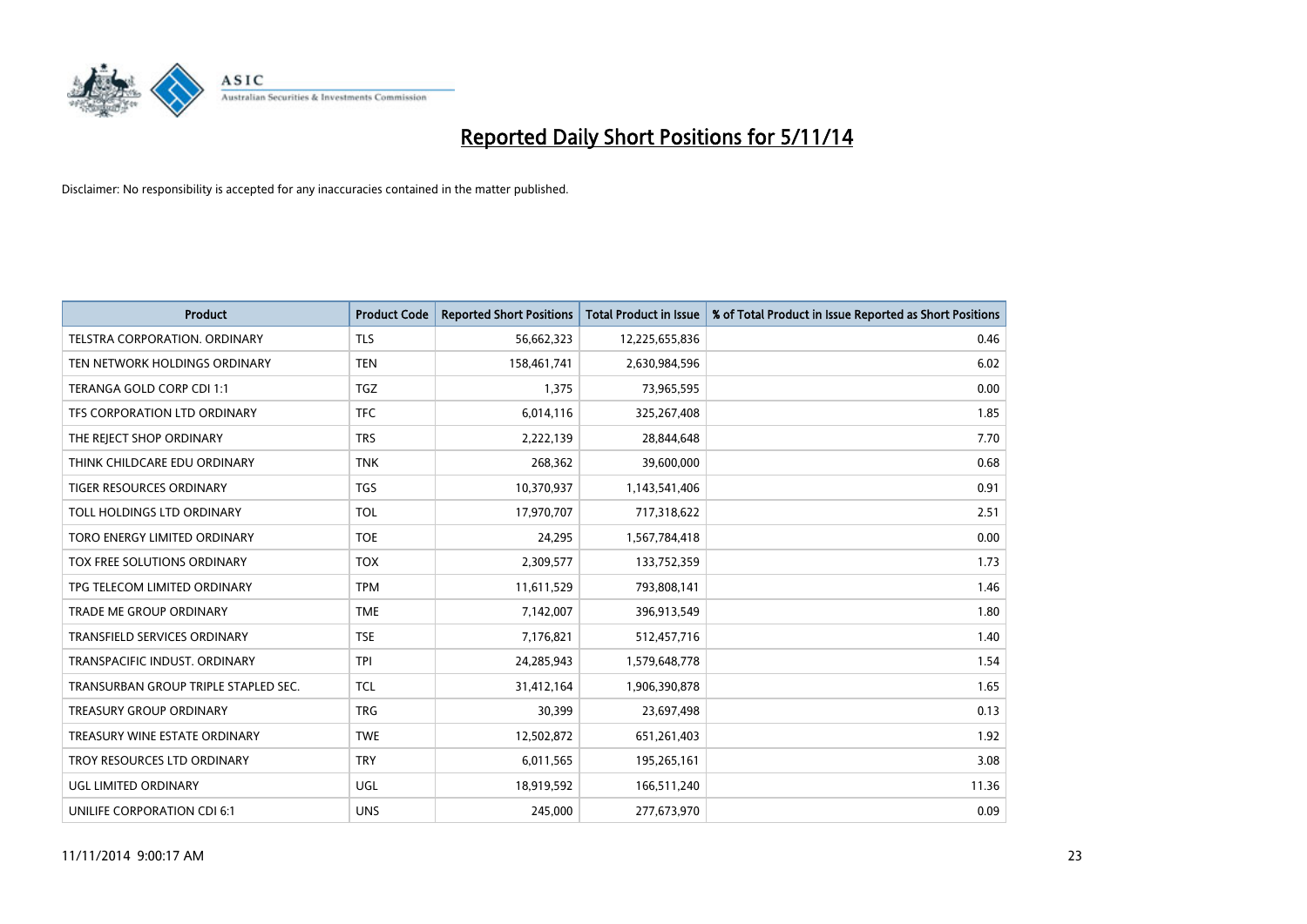# Reported Daily Short Positions for 5/11/14

Disclaimer: No responsibility is accepted for any inaccuracies contained in the matter published.

| Product | Product Code | Reported Short Positions | Total Product in Issue | % of Total Product in Issue Reported as Short Positions |
|---|---|---|---|---|
| TELSTRA CORPORATION. ORDINARY | TLS | 56,662,323 | 12,225,655,836 | 0.46 |
| TEN NETWORK HOLDINGS ORDINARY | TEN | 158,461,741 | 2,630,984,596 | 6.02 |
| TERANGA GOLD CORP CDI 1:1 | TGZ | 1,375 | 73,965,595 | 0.00 |
| TFS CORPORATION LTD ORDINARY | TFC | 6,014,116 | 325,267,408 | 1.85 |
| THE REJECT SHOP ORDINARY | TRS | 2,222,139 | 28,844,648 | 7.70 |
| THINK CHILDCARE EDU ORDINARY | TNK | 268,362 | 39,600,000 | 0.68 |
| TIGER RESOURCES ORDINARY | TGS | 10,370,937 | 1,143,541,406 | 0.91 |
| TOLL HOLDINGS LTD ORDINARY | TOL | 17,970,707 | 717,318,622 | 2.51 |
| TORO ENERGY LIMITED ORDINARY | TOE | 24,295 | 1,567,784,418 | 0.00 |
| TOX FREE SOLUTIONS ORDINARY | TOX | 2,309,577 | 133,752,359 | 1.73 |
| TPG TELECOM LIMITED ORDINARY | TPM | 11,611,529 | 793,808,141 | 1.46 |
| TRADE ME GROUP ORDINARY | TME | 7,142,007 | 396,913,549 | 1.80 |
| TRANSFIELD SERVICES ORDINARY | TSE | 7,176,821 | 512,457,716 | 1.40 |
| TRANSPACIFIC INDUST. ORDINARY | TPI | 24,285,943 | 1,579,648,778 | 1.54 |
| TRANSURBAN GROUP TRIPLE STAPLED SEC. | TCL | 31,412,164 | 1,906,390,878 | 1.65 |
| TREASURY GROUP ORDINARY | TRG | 30,399 | 23,697,498 | 0.13 |
| TREASURY WINE ESTATE ORDINARY | TWE | 12,502,872 | 651,261,403 | 1.92 |
| TROY RESOURCES LTD ORDINARY | TRY | 6,011,565 | 195,265,161 | 3.08 |
| UGL LIMITED ORDINARY | UGL | 18,919,592 | 166,511,240 | 11.36 |
| UNILIFE CORPORATION CDI 6:1 | UNS | 245,000 | 277,673,970 | 0.09 |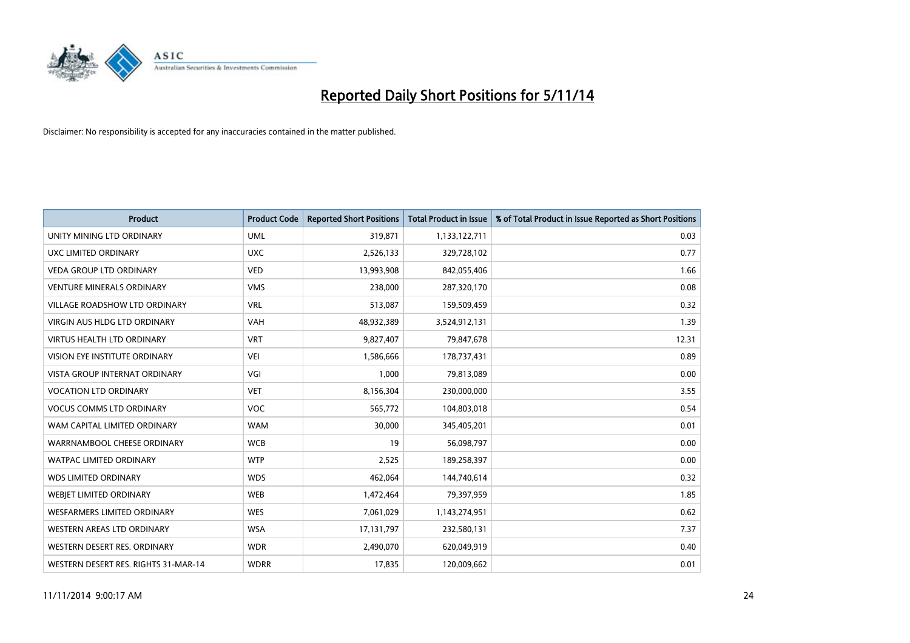# Reported Daily Short Positions for 5/11/14

Disclaimer: No responsibility is accepted for any inaccuracies contained in the matter published.

| Product | Product Code | Reported Short Positions | Total Product in Issue | % of Total Product in Issue Reported as Short Positions |
|---|---|---|---|---|
| UNITY MINING LTD ORDINARY | UML | 319,871 | 1,133,122,711 | 0.03 |
| UXC LIMITED ORDINARY | UXC | 2,526,133 | 329,728,102 | 0.77 |
| VEDA GROUP LTD ORDINARY | VED | 13,993,908 | 842,055,406 | 1.66 |
| VENTURE MINERALS ORDINARY | VMS | 238,000 | 287,320,170 | 0.08 |
| VILLAGE ROADSHOW LTD ORDINARY | VRL | 513,087 | 159,509,459 | 0.32 |
| VIRGIN AUS HLDG LTD ORDINARY | VAH | 48,932,389 | 3,524,912,131 | 1.39 |
| VIRTUS HEALTH LTD ORDINARY | VRT | 9,827,407 | 79,847,678 | 12.31 |
| VISION EYE INSTITUTE ORDINARY | VEI | 1,586,666 | 178,737,431 | 0.89 |
| VISTA GROUP INTERNAT ORDINARY | VGI | 1,000 | 79,813,089 | 0.00 |
| VOCATION LTD ORDINARY | VET | 8,156,304 | 230,000,000 | 3.55 |
| VOCUS COMMS LTD ORDINARY | VOC | 565,772 | 104,803,018 | 0.54 |
| WAM CAPITAL LIMITED ORDINARY | WAM | 30,000 | 345,405,201 | 0.01 |
| WARRNAMBOOL CHEESE ORDINARY | WCB | 19 | 56,098,797 | 0.00 |
| WATPAC LIMITED ORDINARY | WTP | 2,525 | 189,258,397 | 0.00 |
| WDS LIMITED ORDINARY | WDS | 462,064 | 144,740,614 | 0.32 |
| WEBJET LIMITED ORDINARY | WEB | 1,472,464 | 79,397,959 | 1.85 |
| WESFARMERS LIMITED ORDINARY | WES | 7,061,029 | 1,143,274,951 | 0.62 |
| WESTERN AREAS LTD ORDINARY | WSA | 17,131,797 | 232,580,131 | 7.37 |
| WESTERN DESERT RES. ORDINARY | WDR | 2,490,070 | 620,049,919 | 0.40 |
| WESTERN DESERT RES. RIGHTS 31-MAR-14 | WDRR | 17,835 | 120,009,662 | 0.01 |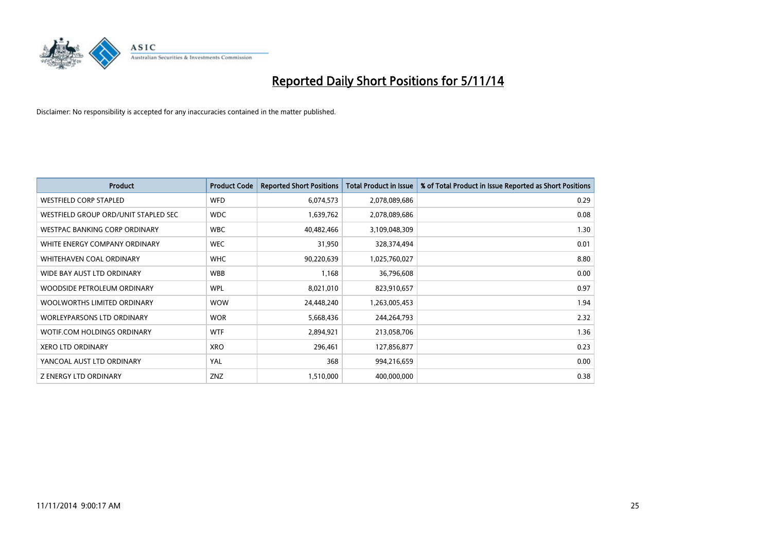# Reported Daily Short Positions for 5/11/14

Disclaimer: No responsibility is accepted for any inaccuracies contained in the matter published.

| Product | Product Code | Reported Short Positions | Total Product in Issue | % of Total Product in Issue Reported as Short Positions |
|---|---|---|---|---|
| WESTFIELD CORP STAPLED | WFD | 6,074,573 | 2,078,089,686 | 0.29 |
| WESTFIELD GROUP ORD/UNIT STAPLED SEC | WDC | 1,639,762 | 2,078,089,686 | 0.08 |
| WESTPAC BANKING CORP ORDINARY | WBC | 40,482,466 | 3,109,048,309 | 1.30 |
| WHITE ENERGY COMPANY ORDINARY | WEC | 31,950 | 328,374,494 | 0.01 |
| WHITEHAVEN COAL ORDINARY | WHC | 90,220,639 | 1,025,760,027 | 8.80 |
| WIDE BAY AUST LTD ORDINARY | WBB | 1,168 | 36,796,608 | 0.00 |
| WOODSIDE PETROLEUM ORDINARY | WPL | 8,021,010 | 823,910,657 | 0.97 |
| WOOLWORTHS LIMITED ORDINARY | WOW | 24,448,240 | 1,263,005,453 | 1.94 |
| WORLEYPARSONS LTD ORDINARY | WOR | 5,668,436 | 244,264,793 | 2.32 |
| WOTIF.COM HOLDINGS ORDINARY | WTF | 2,894,921 | 213,058,706 | 1.36 |
| XERO LTD ORDINARY | XRO | 296,461 | 127,856,877 | 0.23 |
| YANCOAL AUST LTD ORDINARY | YAL | 368 | 994,216,659 | 0.00 |
| Z ENERGY LTD ORDINARY | ZNZ | 1,510,000 | 400,000,000 | 0.38 |